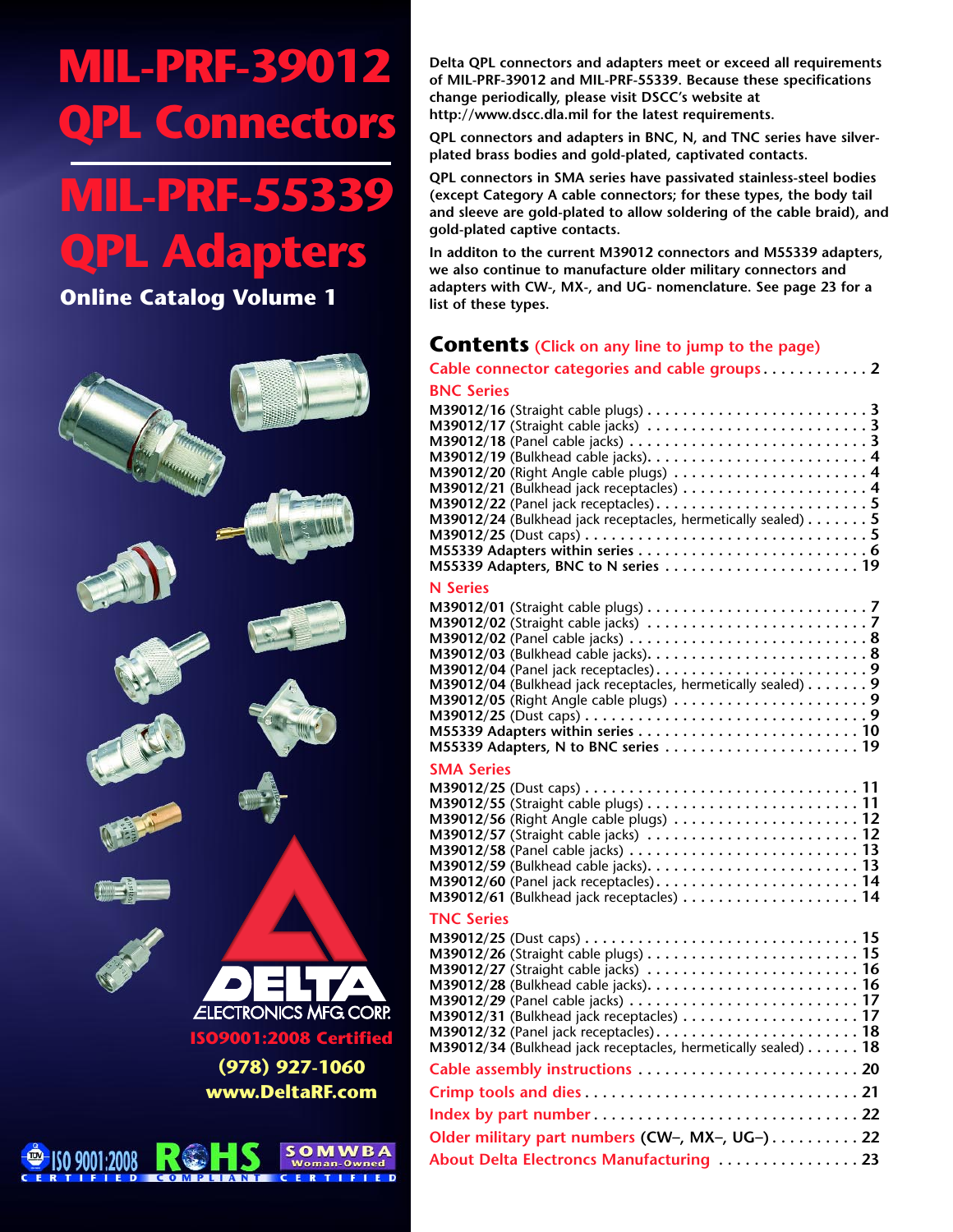# MIL-PRF-39012 QPL Connectors

# MIL-PRF-55339 QPL Adapters

## Online Catalog Volume 1

DELTA ELECTRONICS MFG. CORP.

ISO9001:2008 Certified

(978) 927-1060

www.DeltaRF.com

ISO 9001:2008 CERTIFIED | RoHS COMPLIANT | SOMWBA Woman-Owned CERTIFIED

**Delta QPL connectors and adapters meet or exceed all requirements of MIL-PRF-39012 and MIL-PRF-55339. Because these specifications change periodically, please visit DSCC's website at http://www.dscc.dla.mil for the latest requirements.**

**QPL connectors and adapters in BNC, N, and TNC series have silver-plated brass bodies and gold-plated, captivated contacts.**

**QPL connectors in SMA series have passivated stainless-steel bodies (except Category A cable connectors; for these types, the body tail and sleeve are gold-plated to allow soldering of the cable braid), and gold-plated captive contacts.**

**In additon to the current M39012 connectors and M55339 adapters, we also continue to manufacture older military connectors and adapters with CW-, MX-, and UG- nomenclature. See page 23 for a list of these types.**

## Contents (Click on any line to jump to the page)

Cable connector categories and cable groups . . . . . . . . . . . . 2

### BNC Series

- **M39012/16** (Straight cable plugs) . . . . . . . . . . . . 3
- **M39012/17** (Straight cable jacks) . . . . . . . . . . . . 3
- **M39012/18** (Panel cable jacks) . . . . . . . . . . . . 3
- **M39012/19** (Bulkhead cable jacks) . . . . . . . . . . . . 4
- **M39012/20** (Right Angle cable plugs) . . . . . . . . . . . . 4
- **M39012/21** (Bulkhead jack receptacles) . . . . . . . . . . . . 4
- **M39012/22** (Panel jack receptacles) . . . . . . . . . . . . 5
- **M39012/24** (Bulkhead jack receptacles, hermetically sealed) . . . . . . . 5
- **M39012/25** (Dust caps) . . . . . . . . . . . . 5
- **M55339 Adapters within series** . . . . . . . . . . . . 6
- **M55339 Adapters, BNC to N series** . . . . . . . . . . . . 19

### N Series

- **M39012/01** (Straight cable plugs) . . . . . . . . . . . . 7
- **M39012/02** (Straight cable jacks) . . . . . . . . . . . . 7
- **M39012/02** (Panel cable jacks) . . . . . . . . . . . . 8
- **M39012/03** (Bulkhead cable jacks) . . . . . . . . . . . . 8
- **M39012/04** (Panel jack receptacles) . . . . . . . . . . . . 9
- **M39012/04** (Bulkhead jack receptacles, hermetically sealed) . . . . . . . 9
- **M39012/05** (Right Angle cable plugs) . . . . . . . . . . . . 9
- **M39012/25** (Dust caps) . . . . . . . . . . . . 9
- **M55339 Adapters within series** . . . . . . . . . . . . 10
- **M55339 Adapters, N to BNC series** . . . . . . . . . . . . 19

### SMA Series

- **M39012/25** (Dust caps) . . . . . . . . . . . . 11
- **M39012/55** (Straight cable plugs) . . . . . . . . . . . . 11
- **M39012/56** (Right Angle cable plugs) . . . . . . . . . . . . 12
- **M39012/57** (Straight cable jacks) . . . . . . . . . . . . 12
- **M39012/58** (Panel cable jacks) . . . . . . . . . . . . 13
- **M39012/59** (Bulkhead cable jacks) . . . . . . . . . . . . 13
- **M39012/60** (Panel jack receptacles) . . . . . . . . . . . . 14
- **M39012/61** (Bulkhead jack receptacles) . . . . . . . . . . . . 14

### TNC Series

- **M39012/25** (Dust caps) . . . . . . . . . . . . 15
- **M39012/26** (Straight cable plugs) . . . . . . . . . . . . 15
- **M39012/27** (Straight cable jacks) . . . . . . . . . . . . 16
- **M39012/28** (Bulkhead cable jacks) . . . . . . . . . . . . 16
- **M39012/29** (Panel cable jacks) . . . . . . . . . . . . 17
- **M39012/31** (Bulkhead jack receptacles) . . . . . . . . . . . . 17
- **M39012/32** (Panel jack receptacles) . . . . . . . . . . . . 18
- **M39012/34** (Bulkhead jack receptacles, hermetically sealed) . . . . . . 18

Cable assembly instructions . . . . . . . . . . . . 20

Crimp tools and dies . . . . . . . . . . . . 21

Index by part number . . . . . . . . . . . . 22

Older military part numbers (CW–, MX–, UG–) . . . . . . . . . . 22

About Delta Electronics Manufacturing . . . . . . . . . . . . 23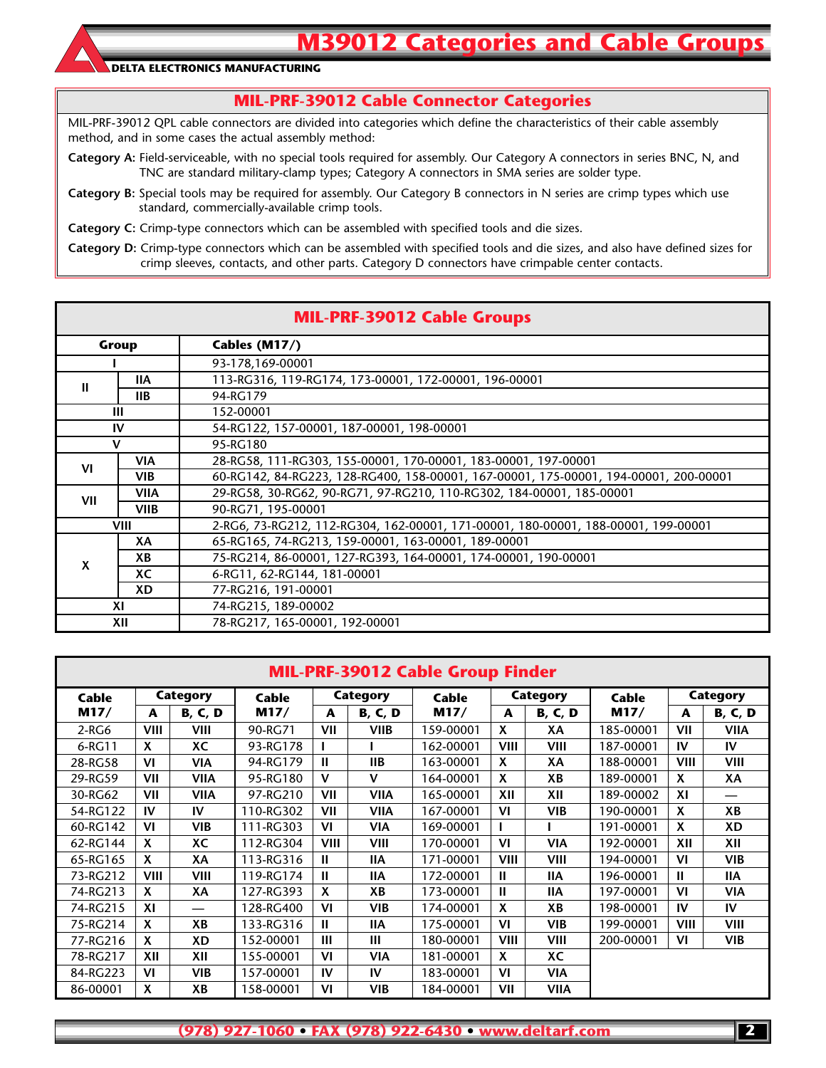# M39012 Categories and Cable Groups

DELTA ELECTRONICS MANUFACTURING

## MIL-PRF-39012 Cable Connector Categories

MIL-PRF-39012 QPL cable connectors are divided into categories which define the characteristics of their cable assembly method, and in some cases the actual assembly method:

**Category A:** Field-serviceable, with no special tools required for assembly. Our Category A connectors in series BNC, N, and TNC are standard military-clamp types; Category A connectors in SMA series are solder type.

**Category B:** Special tools may be required for assembly. Our Category B connectors in N series are crimp types which use standard, commercially-available crimp tools.

**Category C:** Crimp-type connectors which can be assembled with specified tools and die sizes.

**Category D:** Crimp-type connectors which can be assembled with specified tools and die sizes, and also have defined sizes for crimp sleeves, contacts, and other parts. Category D connectors have crimpable center contacts.

## MIL-PRF-39012 Cable Groups

| Group | | Cables (M17/) |
|---|---|---|
| I | | 93-178,169-00001 |
| II | IIA | 113-RG316, 119-RG174, 173-00001, 172-00001, 196-00001 |
| | IIB | 94-RG179 |
| III | | 152-00001 |
| IV | | 54-RG122, 157-00001, 187-00001, 198-00001 |
| V | | 95-RG180 |
| VI | VIA | 28-RG58, 111-RG303, 155-00001, 170-00001, 183-00001, 197-00001 |
| | VIB | 60-RG142, 84-RG223, 128-RG400, 158-00001, 167-00001, 175-00001, 194-00001, 200-00001 |
| VII | VIIA | 29-RG58, 30-RG62, 90-RG71, 97-RG210, 110-RG302, 184-00001, 185-00001 |
| | VIIB | 90-RG71, 195-00001 |
| VIII | | 2-RG6, 73-RG212, 112-RG304, 162-00001, 171-00001, 180-00001, 188-00001, 199-00001 |
| X | XA | 65-RG165, 74-RG213, 159-00001, 163-00001, 189-00001 |
| | XB | 75-RG214, 86-00001, 127-RG393, 164-00001, 174-00001, 190-00001 |
| | XC | 6-RG11, 62-RG144, 181-00001 |
| | XD | 77-RG216, 191-00001 |
| XI | | 74-RG215, 189-00002 |
| XII | | 78-RG217, 165-00001, 192-00001 |

## MIL-PRF-39012 Cable Group Finder

| Cable M17/ | Category A | Category B, C, D | Cable M17/ | Category A | Category B, C, D | Cable M17/ | Category A | Category B, C, D | Cable M17/ | Category A | Category B, C, D |
|---|---|---|---|---|---|---|---|---|---|---|---|
| 2-RG6 | VIII | VIII | 90-RG71 | VII | VIIB | 159-00001 | X | XA | 185-00001 | VII | VIIA |
| 6-RG11 | X | XC | 93-RG178 | I | I | 162-00001 | VIII | VIII | 187-00001 | IV | IV |
| 28-RG58 | VI | VIA | 94-RG179 | II | IIB | 163-00001 | X | XA | 188-00001 | VIII | VIII |
| 29-RG59 | VII | VIIA | 95-RG180 | V | V | 164-00001 | X | XB | 189-00001 | X | XA |
| 30-RG62 | VII | VIIA | 97-RG210 | VII | VIIA | 165-00001 | XII | XII | 189-00002 | XI | — |
| 54-RG122 | IV | IV | 110-RG302 | VII | VIIA | 167-00001 | VI | VIB | 190-00001 | X | XB |
| 60-RG142 | VI | VIB | 111-RG303 | VI | VIA | 169-00001 | I | I | 191-00001 | X | XD |
| 62-RG144 | X | XC | 112-RG304 | VIII | VIII | 170-00001 | VI | VIA | 192-00001 | XII | XII |
| 65-RG165 | X | XA | 113-RG316 | II | IIA | 171-00001 | VIII | VIII | 194-00001 | VI | VIB |
| 73-RG212 | VIII | VIII | 119-RG174 | II | IIA | 172-00001 | II | IIA | 196-00001 | II | IIA |
| 74-RG213 | X | XA | 127-RG393 | X | XB | 173-00001 | II | IIA | 197-00001 | VI | VIA |
| 74-RG215 | XI | — | 128-RG400 | VI | VIB | 174-00001 | X | XB | 198-00001 | IV | IV |
| 75-RG214 | X | XB | 133-RG316 | II | IIA | 175-00001 | VI | VIB | 199-00001 | VIII | VIII |
| 77-RG216 | X | XD | 152-00001 | III | III | 180-00001 | VIII | VIII | 200-00001 | VI | VIB |
| 78-RG217 | XII | XII | 155-00001 | VI | VIA | 181-00001 | X | XC | | | |
| 84-RG223 | VI | VIB | 157-00001 | IV | IV | 183-00001 | VI | VIA | | | |
| 86-00001 | X | XB | 158-00001 | VI | VIB | 184-00001 | VII | VIIA | | | |

(978) 927-1060 • FAX (978) 922-6430 • www.deltarf.com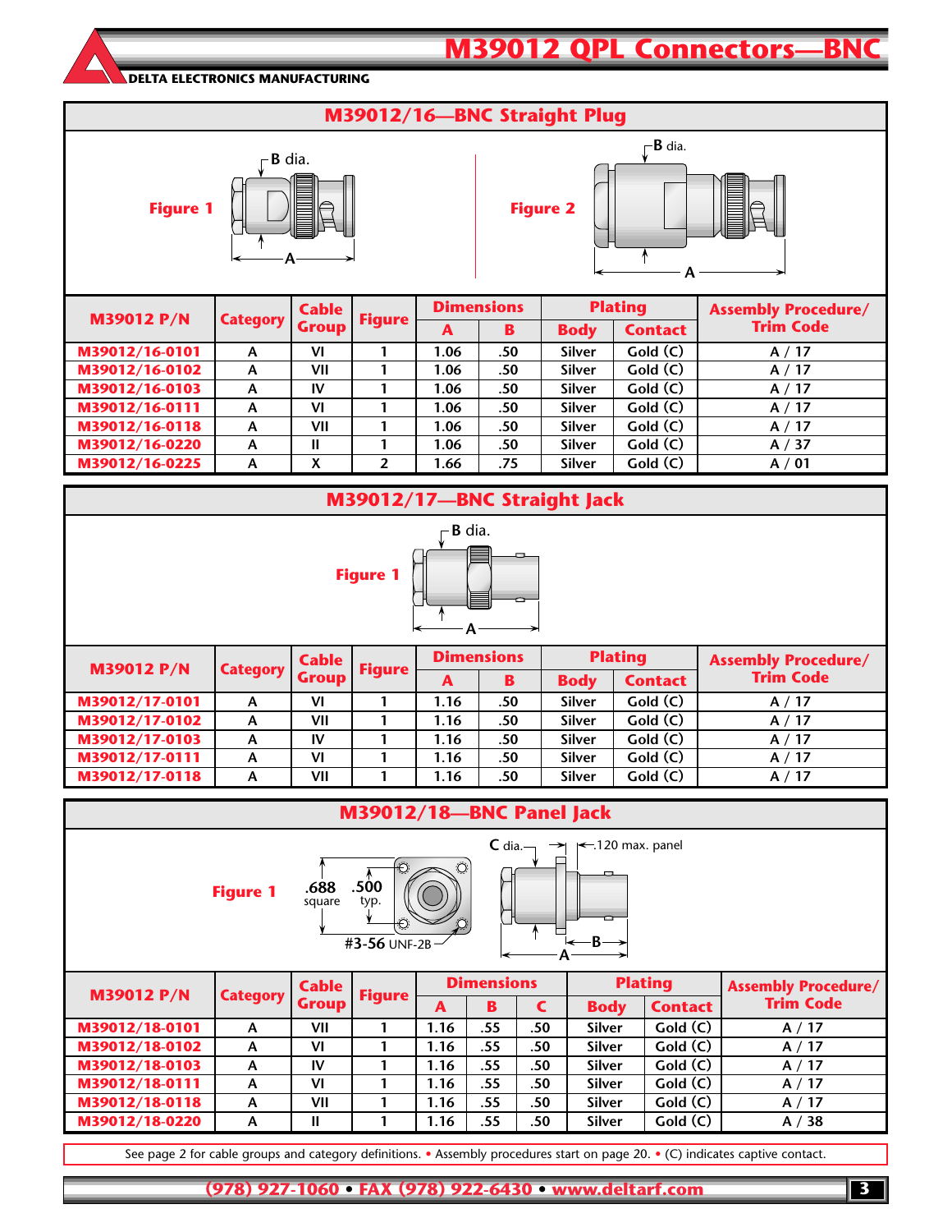# M39012 QPL Connectors—BNC

DELTA ELECTRONICS MANUFACTURING

## M39012/16—BNC Straight Plug

Figure 1

Figure 2

| M39012 P/N | Category | Cable Group | Figure | Dimensions | | Plating | | Assembly Procedure/ Trim Code |
|---|---|---|---|---|---|---|---|---|
| | | | | A | B | Body | Contact | |
| M39012/16-0101 | A | VI | 1 | 1.06 | .50 | Silver | Gold (C) | A / 17 |
| M39012/16-0102 | A | VII | 1 | 1.06 | .50 | Silver | Gold (C) | A / 17 |
| M39012/16-0103 | A | IV | 1 | 1.06 | .50 | Silver | Gold (C) | A / 17 |
| M39012/16-0111 | A | VI | 1 | 1.06 | .50 | Silver | Gold (C) | A / 17 |
| M39012/16-0118 | A | VII | 1 | 1.06 | .50 | Silver | Gold (C) | A / 17 |
| M39012/16-0220 | A | II | 1 | 1.06 | .50 | Silver | Gold (C) | A / 37 |
| M39012/16-0225 | A | X | 2 | 1.66 | .75 | Silver | Gold (C) | A / 01 |

## M39012/17—BNC Straight Jack

Figure 1

| M39012 P/N | Category | Cable Group | Figure | Dimensions | | Plating | | Assembly Procedure/ Trim Code |
|---|---|---|---|---|---|---|---|---|
| | | | | A | B | Body | Contact | |
| M39012/17-0101 | A | VI | 1 | 1.16 | .50 | Silver | Gold (C) | A / 17 |
| M39012/17-0102 | A | VII | 1 | 1.16 | .50 | Silver | Gold (C) | A / 17 |
| M39012/17-0103 | A | IV | 1 | 1.16 | .50 | Silver | Gold (C) | A / 17 |
| M39012/17-0111 | A | VI | 1 | 1.16 | .50 | Silver | Gold (C) | A / 17 |
| M39012/17-0118 | A | VII | 1 | 1.16 | .50 | Silver | Gold (C) | A / 17 |

## M39012/18—BNC Panel Jack

Figure 1

.688 square, .500 typ., #3-56 UNF-2B, C dia., .120 max. panel

| M39012 P/N | Category | Cable Group | Figure | Dimensions | | | Plating | | Assembly Procedure/ Trim Code |
|---|---|---|---|---|---|---|---|---|---|
| | | | | A | B | C | Body | Contact | |
| M39012/18-0101 | A | VII | 1 | 1.16 | .55 | .50 | Silver | Gold (C) | A / 17 |
| M39012/18-0102 | A | VI | 1 | 1.16 | .55 | .50 | Silver | Gold (C) | A / 17 |
| M39012/18-0103 | A | IV | 1 | 1.16 | .55 | .50 | Silver | Gold (C) | A / 17 |
| M39012/18-0111 | A | VI | 1 | 1.16 | .55 | .50 | Silver | Gold (C) | A / 17 |
| M39012/18-0118 | A | VII | 1 | 1.16 | .55 | .50 | Silver | Gold (C) | A / 17 |
| M39012/18-0220 | A | II | 1 | 1.16 | .55 | .50 | Silver | Gold (C) | A / 38 |

See page 2 for cable groups and category definitions. • Assembly procedures start on page 20. • (C) indicates captive contact.

(978) 927-1060 • FAX (978) 922-6430 • www.deltarf.com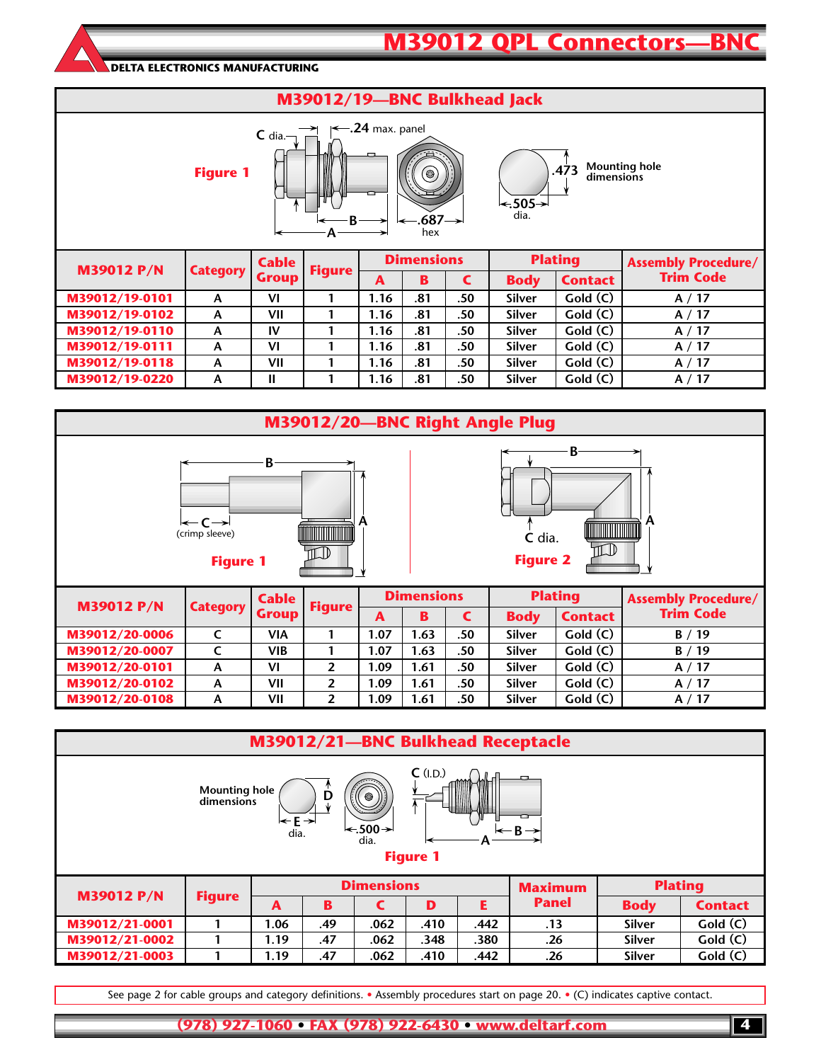# M39012 QPL Connectors—BNC

DELTA ELECTRONICS MANUFACTURING

## M39012/19—BNC Bulkhead Jack

Figure 1

C dia. .24 max. panel B A .687 hex .473 .505 dia. Mounting hole dimensions

| M39012 P/N | Category | Cable Group | Figure | Dimensions | | | Plating | | Assembly Procedure/ Trim Code |
|---|---|---|---|---|---|---|---|---|---|
| | | | | A | B | C | Body | Contact | |
| M39012/19-0101 | A | VI | 1 | 1.16 | .81 | .50 | Silver | Gold (C) | A / 17 |
| M39012/19-0102 | A | VII | 1 | 1.16 | .81 | .50 | Silver | Gold (C) | A / 17 |
| M39012/19-0110 | A | IV | 1 | 1.16 | .81 | .50 | Silver | Gold (C) | A / 17 |
| M39012/19-0111 | A | VI | 1 | 1.16 | .81 | .50 | Silver | Gold (C) | A / 17 |
| M39012/19-0118 | A | VII | 1 | 1.16 | .81 | .50 | Silver | Gold (C) | A / 17 |
| M39012/19-0220 | A | II | 1 | 1.16 | .81 | .50 | Silver | Gold (C) | A / 17 |

## M39012/20—BNC Right Angle Plug

B C (crimp sleeve) A

Figure 1

B C dia. A

Figure 2

| M39012 P/N | Category | Cable Group | Figure | Dimensions | | | Plating | | Assembly Procedure/ Trim Code |
|---|---|---|---|---|---|---|---|---|---|
| | | | | A | B | C | Body | Contact | |
| M39012/20-0006 | C | VIA | 1 | 1.07 | 1.63 | .50 | Silver | Gold (C) | B / 19 |
| M39012/20-0007 | C | VIB | 1 | 1.07 | 1.63 | .50 | Silver | Gold (C) | B / 19 |
| M39012/20-0101 | A | VI | 2 | 1.09 | 1.61 | .50 | Silver | Gold (C) | A / 17 |
| M39012/20-0102 | A | VII | 2 | 1.09 | 1.61 | .50 | Silver | Gold (C) | A / 17 |
| M39012/20-0108 | A | VII | 2 | 1.09 | 1.61 | .50 | Silver | Gold (C) | A / 17 |

## M39012/21—BNC Bulkhead Receptacle

Mounting hole dimensions D E dia. .500 dia. C (I.D.) B A

Figure 1

| M39012 P/N | Figure | Dimensions | | | | | Maximum Panel | Plating | |
|---|---|---|---|---|---|---|---|---|---|
| | | A | B | C | D | E | | Body | Contact |
| M39012/21-0001 | 1 | 1.06 | .49 | .062 | .410 | .442 | .13 | Silver | Gold (C) |
| M39012/21-0002 | 1 | 1.19 | .47 | .062 | .348 | .380 | .26 | Silver | Gold (C) |
| M39012/21-0003 | 1 | 1.19 | .47 | .062 | .410 | .442 | .26 | Silver | Gold (C) |

See page 2 for cable groups and category definitions. • Assembly procedures start on page 20. • (C) indicates captive contact.

(978) 927-1060 • FAX (978) 922-6430 • www.deltarf.com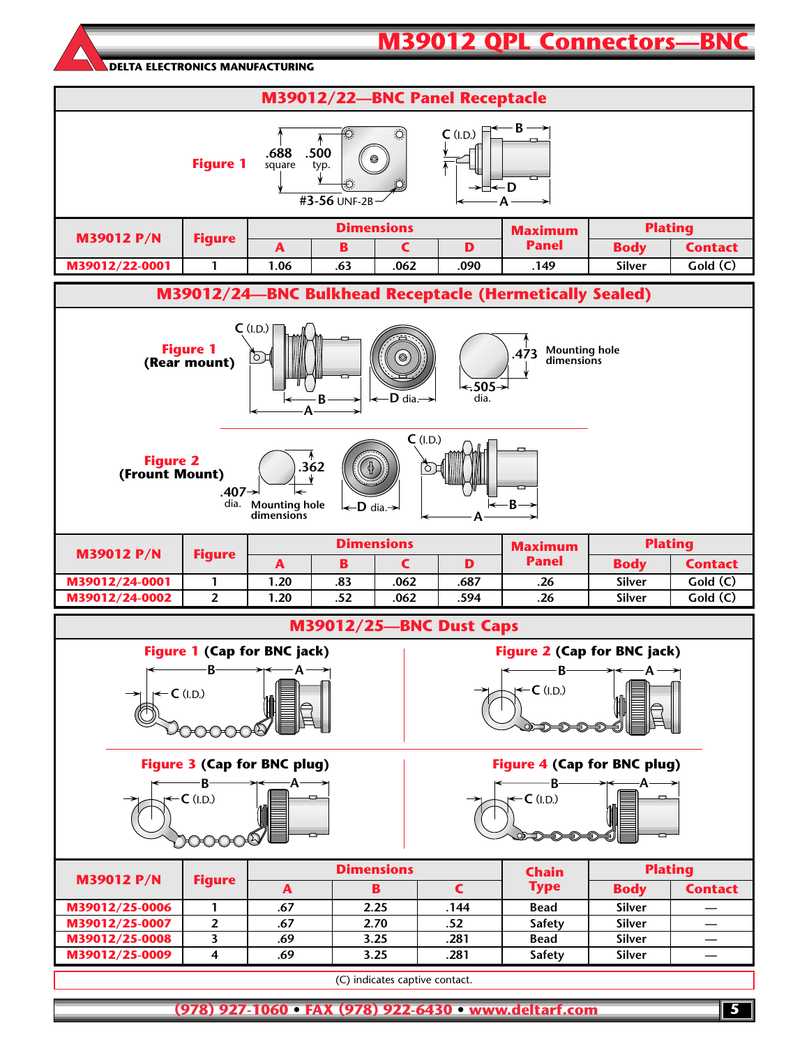# M39012 QPL Connectors—BNC

DELTA ELECTRONICS MANUFACTURING

## M39012/22—BNC Panel Receptacle

**Figure 1**

.688 square · .500 typ. · #3-56 UNF-2B · C (I.D.) · B · D · A

| M39012 P/N | Figure | Dimensions | | | | Maximum Panel | Plating | |
|---|---|---|---|---|---|---|---|---|
| | | A | B | C | D | | Body | Contact |
| M39012/22-0001 | 1 | 1.06 | .63 | .062 | .090 | .149 | Silver | Gold (C) |

## M39012/24—BNC Bulkhead Receptacle (Hermetically Sealed)

**Figure 1 (Rear mount)**

C (I.D.) · B · A · D dia. · .473 · .505 dia. · Mounting hole dimensions

**Figure 2 (Frount Mount)**

.362 · .407 dia. · Mounting hole dimensions · D dia. · C (I.D.) · B · A

| M39012 P/N | Figure | Dimensions | | | | Maximum Panel | Plating | |
|---|---|---|---|---|---|---|---|---|
| | | A | B | C | D | | Body | Contact |
| M39012/24-0001 | 1 | 1.20 | .83 | .062 | .687 | .26 | Silver | Gold (C) |
| M39012/24-0002 | 2 | 1.20 | .52 | .062 | .594 | .26 | Silver | Gold (C) |

## M39012/25—BNC Dust Caps

**Figure 1 (Cap for BNC jack)**

**Figure 2 (Cap for BNC jack)**

**Figure 3 (Cap for BNC plug)**

**Figure 4 (Cap for BNC plug)**

| M39012 P/N | Figure | Dimensions | | | Chain Type | Plating | |
|---|---|---|---|---|---|---|---|
| | | A | B | C | | Body | Contact |
| M39012/25-0006 | 1 | .67 | 2.25 | .144 | Bead | Silver | — |
| M39012/25-0007 | 2 | .67 | 2.70 | .52 | Safety | Silver | — |
| M39012/25-0008 | 3 | .69 | 3.25 | .281 | Bead | Silver | — |
| M39012/25-0009 | 4 | .69 | 3.25 | .281 | Safety | Silver | — |

(C) indicates captive contact.

(978) 927-1060 • FAX (978) 922-6430 • www.deltarf.com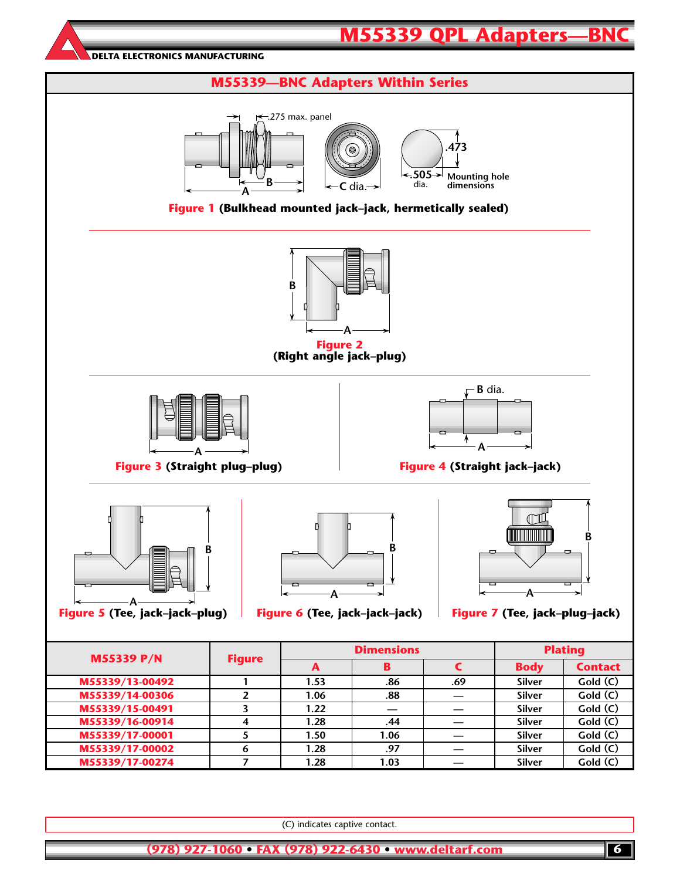# M55339 QPL Adapters—BNC

DELTA ELECTRONICS MANUFACTURING

## M55339—BNC Adapters Within Series

.275 max. panel

B

A

C dia.

.473

.505 dia.

Mounting hole dimensions

**Figure 1 (Bulkhead mounted jack–jack, hermetically sealed)**

B

A

**Figure 2 (Right angle jack–plug)**

A

**Figure 3 (Straight plug–plug)**

B dia.

A

**Figure 4 (Straight jack–jack)**

B

A

**Figure 5 (Tee, jack–jack–plug)**

B

A

**Figure 6 (Tee, jack–jack–jack)**

B

A

**Figure 7 (Tee, jack–plug–jack)**

| M55339 P/N | Figure | Dimensions | | | Plating | |
|---|---|---|---|---|---|---|
| | | A | B | C | Body | Contact |
| M55339/13-00492 | 1 | 1.53 | .86 | .69 | Silver | Gold (C) |
| M55339/14-00306 | 2 | 1.06 | .88 | — | Silver | Gold (C) |
| M55339/15-00491 | 3 | 1.22 | — | — | Silver | Gold (C) |
| M55339/16-00914 | 4 | 1.28 | .44 | — | Silver | Gold (C) |
| M55339/17-00001 | 5 | 1.50 | 1.06 | — | Silver | Gold (C) |
| M55339/17-00002 | 6 | 1.28 | .97 | — | Silver | Gold (C) |
| M55339/17-00274 | 7 | 1.28 | 1.03 | — | Silver | Gold (C) |

(C) indicates captive contact.

(978) 927-1060 • FAX (978) 922-6430 • www.deltarf.com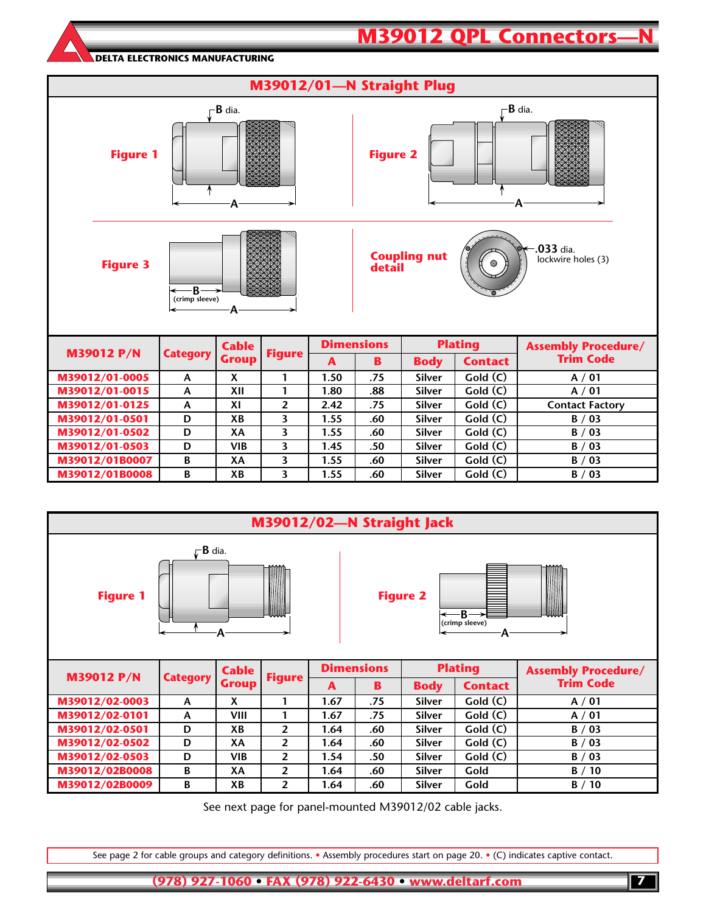# M39012 QPL Connectors—N

DELTA ELECTRONICS MANUFACTURING

## M39012/01—N Straight Plug

Figure 1

Figure 2

Figure 3

Coupling nut detail

.033 dia. lockwire holes (3)

| M39012 P/N | Category | Cable Group | Figure | Dimensions | | Plating | | Assembly Procedure/ Trim Code |
|---|---|---|---|---|---|---|---|---|
| | | | | A | B | Body | Contact | |
| M39012/01-0005 | A | X | 1 | 1.50 | .75 | Silver | Gold (C) | A / 01 |
| M39012/01-0015 | A | XII | 1 | 1.80 | .88 | Silver | Gold (C) | A / 01 |
| M39012/01-0125 | A | XI | 2 | 2.42 | .75 | Silver | Gold (C) | Contact Factory |
| M39012/01-0501 | D | XB | 3 | 1.55 | .60 | Silver | Gold (C) | B / 03 |
| M39012/01-0502 | D | XA | 3 | 1.55 | .60 | Silver | Gold (C) | B / 03 |
| M39012/01-0503 | D | VIB | 3 | 1.45 | .50 | Silver | Gold (C) | B / 03 |
| M39012/01B0007 | B | XA | 3 | 1.55 | .60 | Silver | Gold (C) | B / 03 |
| M39012/01B0008 | B | XB | 3 | 1.55 | .60 | Silver | Gold (C) | B / 03 |

## M39012/02—N Straight Jack

Figure 1

Figure 2

| M39012 P/N | Category | Cable Group | Figure | Dimensions | | Plating | | Assembly Procedure/ Trim Code |
|---|---|---|---|---|---|---|---|---|
| | | | | A | B | Body | Contact | |
| M39012/02-0003 | A | X | 1 | 1.67 | .75 | Silver | Gold (C) | A / 01 |
| M39012/02-0101 | A | VIII | 1 | 1.67 | .75 | Silver | Gold (C) | A / 01 |
| M39012/02-0501 | D | XB | 2 | 1.64 | .60 | Silver | Gold (C) | B / 03 |
| M39012/02-0502 | D | XA | 2 | 1.64 | .60 | Silver | Gold (C) | B / 03 |
| M39012/02-0503 | D | VIB | 2 | 1.54 | .50 | Silver | Gold (C) | B / 03 |
| M39012/02B0008 | B | XA | 2 | 1.64 | .60 | Silver | Gold | B / 10 |
| M39012/02B0009 | B | XB | 2 | 1.64 | .60 | Silver | Gold | B / 10 |

See next page for panel-mounted M39012/02 cable jacks.

See page 2 for cable groups and category definitions. • Assembly procedures start on page 20. • (C) indicates captive contact.

(978) 927-1060 • FAX (978) 922-6430 • www.deltarf.com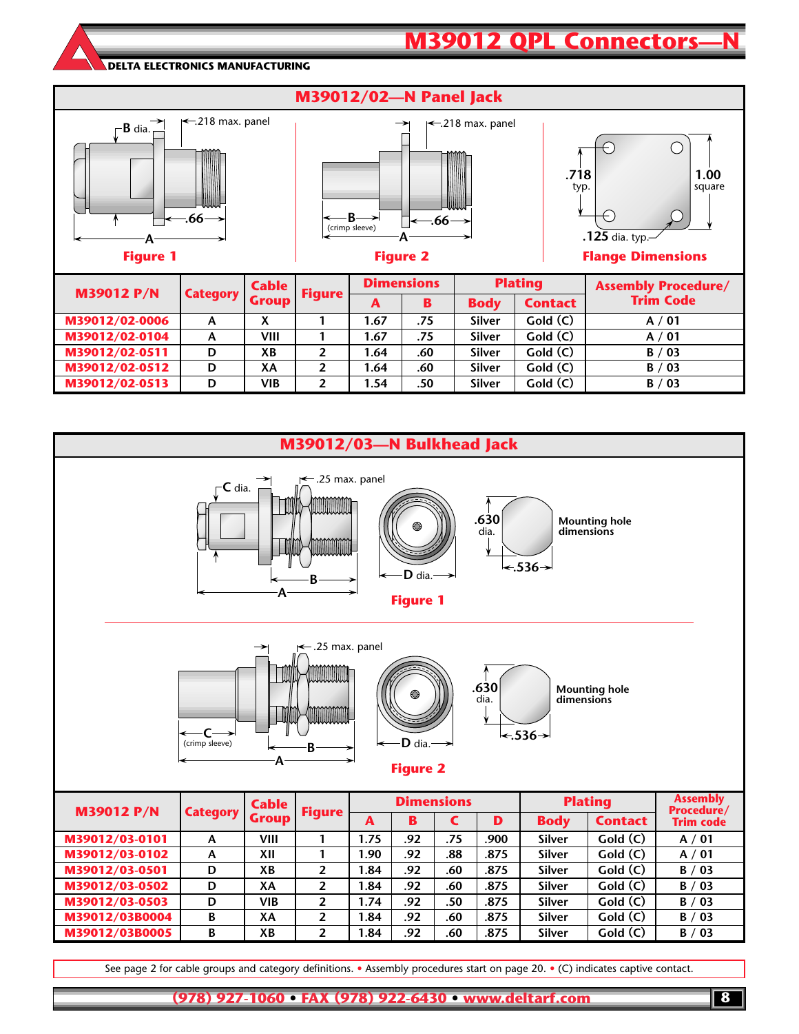# M39012 QPL Connectors—N

DELTA ELECTRONICS MANUFACTURING

## M39012/02—N Panel Jack

B dia. — .218 max. panel — .66 — A

Figure 1

.218 max. panel — B (crimp sleeve) — .66 — A

Figure 2

.718 typ. — 1.00 square — .125 dia. typ.

Flange Dimensions

| M39012 P/N | Category | Cable Group | Figure | Dimensions | | Plating | | Assembly Procedure/ Trim Code |
|---|---|---|---|---|---|---|---|---|
| | | | | A | B | Body | Contact | |
| M39012/02-0006 | A | X | 1 | 1.67 | .75 | Silver | Gold (C) | A / 01 |
| M39012/02-0104 | A | VIII | 1 | 1.67 | .75 | Silver | Gold (C) | A / 01 |
| M39012/02-0511 | D | XB | 2 | 1.64 | .60 | Silver | Gold (C) | B / 03 |
| M39012/02-0512 | D | XA | 2 | 1.64 | .60 | Silver | Gold (C) | B / 03 |
| M39012/02-0513 | D | VIB | 2 | 1.54 | .50 | Silver | Gold (C) | B / 03 |

## M39012/03—N Bulkhead Jack

C dia. — .25 max. panel — B — A — D dia. — .630 dia. — .536 — Mounting hole dimensions

Figure 1

.25 max. panel — C (crimp sleeve) — B — A — D dia. — .630 dia. — .536 — Mounting hole dimensions

Figure 2

| M39012 P/N | Category | Cable Group | Figure | Dimensions | | | | Plating | | Assembly Procedure/ Trim code |
|---|---|---|---|---|---|---|---|---|---|---|
| | | | | A | B | C | D | Body | Contact | |
| M39012/03-0101 | A | VIII | 1 | 1.75 | .92 | .75 | .900 | Silver | Gold (C) | A / 01 |
| M39012/03-0102 | A | XII | 1 | 1.90 | .92 | .88 | .875 | Silver | Gold (C) | A / 01 |
| M39012/03-0501 | D | XB | 2 | 1.84 | .92 | .60 | .875 | Silver | Gold (C) | B / 03 |
| M39012/03-0502 | D | XA | 2 | 1.84 | .92 | .60 | .875 | Silver | Gold (C) | B / 03 |
| M39012/03-0503 | D | VIB | 2 | 1.74 | .92 | .50 | .875 | Silver | Gold (C) | B / 03 |
| M39012/03B0004 | B | XA | 2 | 1.84 | .92 | .60 | .875 | Silver | Gold (C) | B / 03 |
| M39012/03B0005 | B | XB | 2 | 1.84 | .92 | .60 | .875 | Silver | Gold (C) | B / 03 |

See page 2 for cable groups and category definitions. • Assembly procedures start on page 20. • (C) indicates captive contact.

(978) 927-1060 • FAX (978) 922-6430 • www.deltarf.com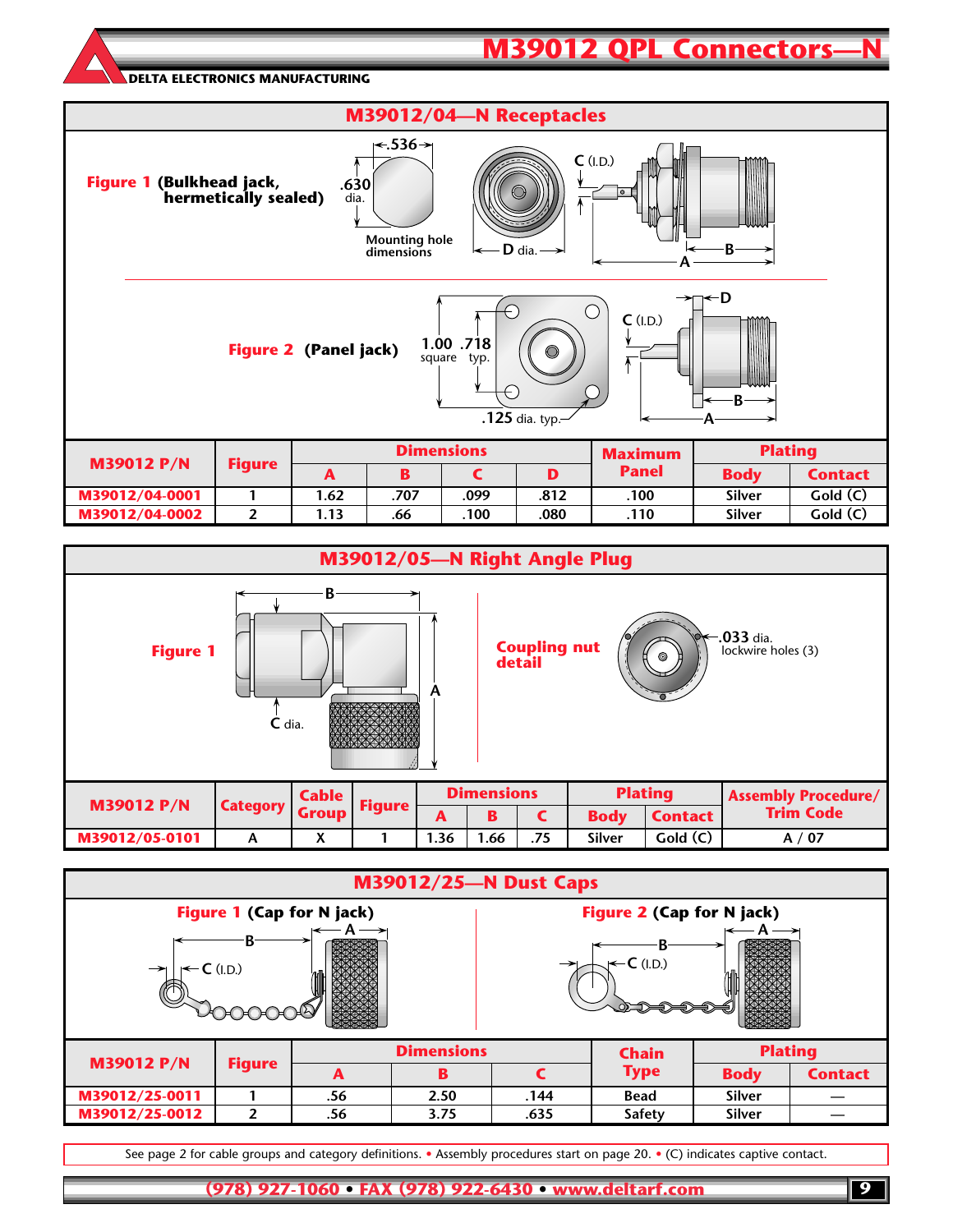# M39012 QPL Connectors—N

DELTA ELECTRONICS MANUFACTURING

## M39012/04—N Receptacles

**Figure 1** (Bulkhead jack, hermetically sealed)

.536
.630 dia.
Mounting hole dimensions
C (I.D.)
D dia.
B
A

**Figure 2** (Panel jack)

1.00 square
.718 typ.
.125 dia. typ.
C (I.D.)
D
B
A

| M39012 P/N | Figure | Dimensions | | | | Maximum Panel | Plating | |
|---|---|---|---|---|---|---|---|---|
| | | A | B | C | D | | Body | Contact |
| M39012/04-0001 | 1 | 1.62 | .707 | .099 | .812 | .100 | Silver | Gold (C) |
| M39012/04-0002 | 2 | 1.13 | .66 | .100 | .080 | .110 | Silver | Gold (C) |

## M39012/05—N Right Angle Plug

**Figure 1**

B
A
C dia.

**Coupling nut detail**

.033 dia. lockwire holes (3)

| M39012 P/N | Category | Cable Group | Figure | Dimensions | | | Plating | | Assembly Procedure/ Trim Code |
|---|---|---|---|---|---|---|---|---|---|
| | | | | A | B | C | Body | Contact | |
| M39012/05-0101 | A | X | 1 | 1.36 | 1.66 | .75 | Silver | Gold (C) | A / 07 |

## M39012/25—N Dust Caps

**Figure 1** (Cap for N jack)

B
A
C (I.D.)

**Figure 2** (Cap for N jack)

B
A
C (I.D.)

| M39012 P/N | Figure | Dimensions | | | Chain Type | Plating | |
|---|---|---|---|---|---|---|---|
| | | A | B | C | | Body | Contact |
| M39012/25-0011 | 1 | .56 | 2.50 | .144 | Bead | Silver | — |
| M39012/25-0012 | 2 | .56 | 3.75 | .635 | Safety | Silver | — |

See page 2 for cable groups and category definitions. • Assembly procedures start on page 20. • (C) indicates captive contact.

(978) 927-1060 • FAX (978) 922-6430 • www.deltarf.com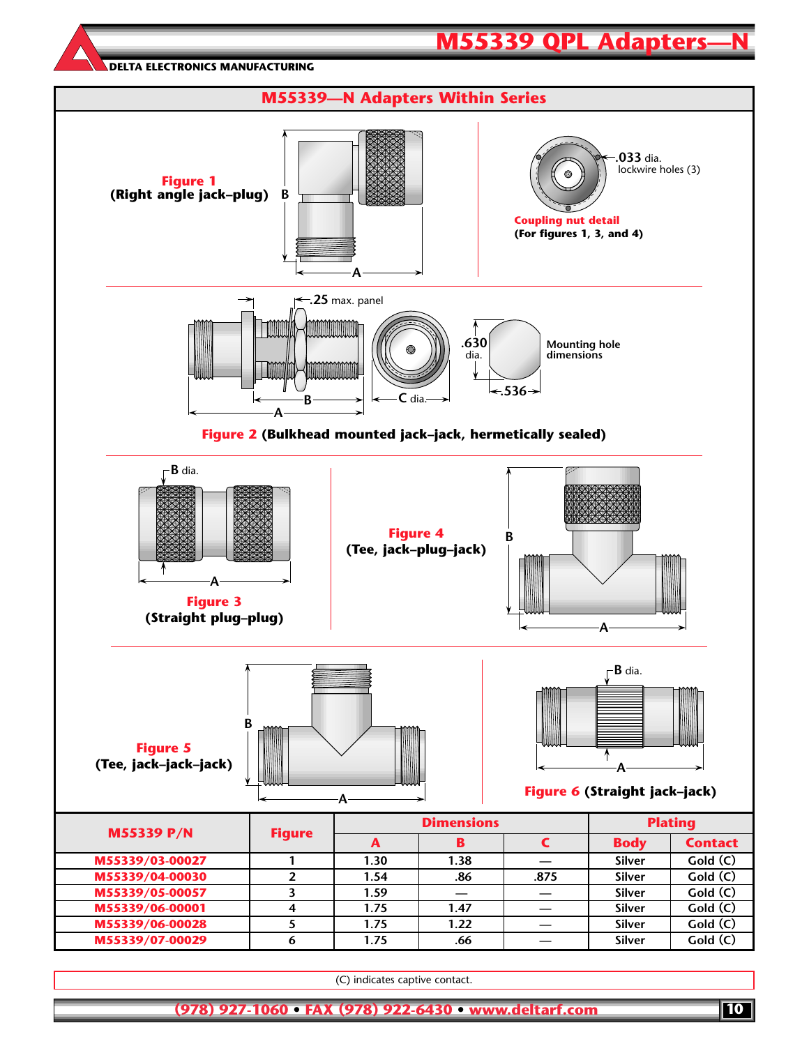# M55339 QPL Adapters—N

DELTA ELECTRONICS MANUFACTURING

## M55339—N Adapters Within Series

**Figure 1** **(Right angle jack–plug)**

B

A

.033 dia. lockwire holes (3)

**Coupling nut detail** **(For figures 1, 3, and 4)**

.25 max. panel

B

A

C dia.

.630 dia.

.536

Mounting hole dimensions

**Figure 2** **(Bulkhead mounted jack–jack, hermetically sealed)**

B dia.

A

**Figure 3** **(Straight plug–plug)**

**Figure 4** **(Tee, jack–plug–jack)**

B

A

B

A

**Figure 5** **(Tee, jack–jack–jack)**

B dia.

A

**Figure 6** **(Straight jack–jack)**

| M55339 P/N | Figure | Dimensions | | | Plating | |
|---|---|---|---|---|---|---|
| | | A | B | C | Body | Contact |
| M55339/03-00027 | 1 | 1.30 | 1.38 | — | Silver | Gold (C) |
| M55339/04-00030 | 2 | 1.54 | .86 | .875 | Silver | Gold (C) |
| M55339/05-00057 | 3 | 1.59 | — | — | Silver | Gold (C) |
| M55339/06-00001 | 4 | 1.75 | 1.47 | — | Silver | Gold (C) |
| M55339/06-00028 | 5 | 1.75 | 1.22 | — | Silver | Gold (C) |
| M55339/07-00029 | 6 | 1.75 | .66 | — | Silver | Gold (C) |

(C) indicates captive contact.

(978) 927-1060 • FAX (978) 922-6430 • www.deltarf.com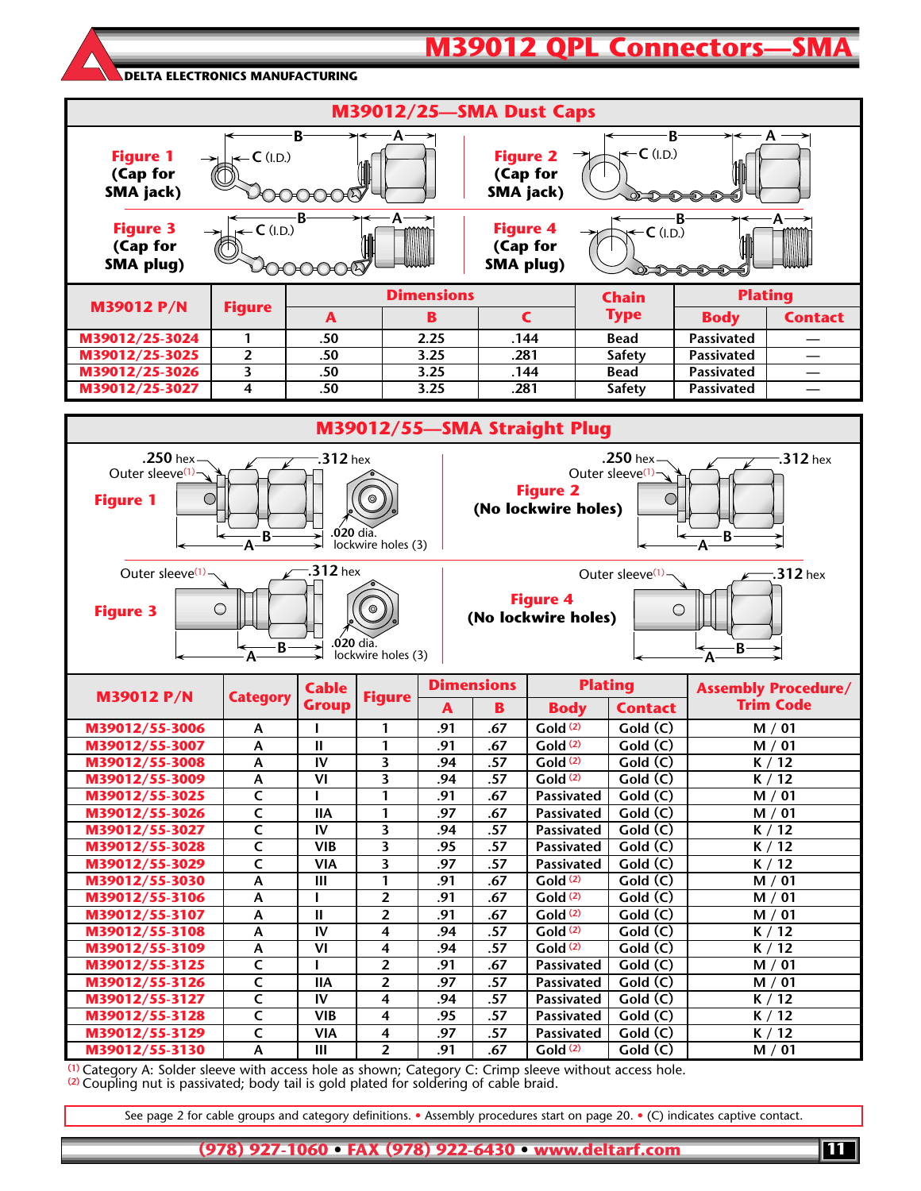# M39012 QPL Connectors—SMA

DELTA ELECTRONICS MANUFACTURING

## M39012/25—SMA Dust Caps

**Figure 1** (Cap for SMA jack)

**Figure 2** (Cap for SMA jack)

**Figure 3** (Cap for SMA plug)

**Figure 4** (Cap for SMA plug)

| M39012 P/N | Figure | Dimensions | | | Chain Type | Plating | |
|---|---|---|---|---|---|---|---|
| | | A | B | C | | Body | Contact |
| M39012/25-3024 | 1 | .50 | 2.25 | .144 | Bead | Passivated | — |
| M39012/25-3025 | 2 | .50 | 3.25 | .281 | Safety | Passivated | — |
| M39012/25-3026 | 3 | .50 | 3.25 | .144 | Bead | Passivated | — |
| M39012/25-3027 | 4 | .50 | 3.25 | .281 | Safety | Passivated | — |

## M39012/55—SMA Straight Plug

**Figure 1** — .250 hex, .312 hex, Outer sleeve[(1)], .020 dia. lockwire holes (3)

**Figure 2** (No lockwire holes) — .250 hex, .312 hex, Outer sleeve[(1)]

**Figure 3** — .312 hex, Outer sleeve[(1)], .020 dia. lockwire holes (3)

**Figure 4** (No lockwire holes) — .312 hex, Outer sleeve[(1)]

| M39012 P/N | Category | Cable Group | Figure | Dimensions | | Plating | | Assembly Procedure/ Trim Code |
|---|---|---|---|---|---|---|---|---|
| | | | | A | B | Body | Contact | |
| M39012/55-3006 | A | I | 1 | .91 | .67 | Gold [(2)] | Gold (C) | M / 01 |
| M39012/55-3007 | A | II | 1 | .91 | .67 | Gold [(2)] | Gold (C) | M / 01 |
| M39012/55-3008 | A | IV | 3 | .94 | .57 | Gold [(2)] | Gold (C) | K / 12 |
| M39012/55-3009 | A | VI | 3 | .94 | .57 | Gold [(2)] | Gold (C) | K / 12 |
| M39012/55-3025 | C | I | 1 | .91 | .67 | Passivated | Gold (C) | M / 01 |
| M39012/55-3026 | C | IIA | 1 | .97 | .67 | Passivated | Gold (C) | M / 01 |
| M39012/55-3027 | C | IV | 3 | .94 | .57 | Passivated | Gold (C) | K / 12 |
| M39012/55-3028 | C | VIB | 3 | .95 | .57 | Passivated | Gold (C) | K / 12 |
| M39012/55-3029 | C | VIA | 3 | .97 | .57 | Passivated | Gold (C) | K / 12 |
| M39012/55-3030 | A | III | 1 | .91 | .67 | Gold [(2)] | Gold (C) | M / 01 |
| M39012/55-3106 | A | I | 2 | .91 | .67 | Gold [(2)] | Gold (C) | M / 01 |
| M39012/55-3107 | A | II | 2 | .91 | .67 | Gold [(2)] | Gold (C) | M / 01 |
| M39012/55-3108 | A | IV | 4 | .94 | .57 | Gold [(2)] | Gold (C) | K / 12 |
| M39012/55-3109 | A | VI | 4 | .94 | .57 | Gold [(2)] | Gold (C) | K / 12 |
| M39012/55-3125 | C | I | 2 | .91 | .67 | Passivated | Gold (C) | M / 01 |
| M39012/55-3126 | C | IIA | 2 | .97 | .57 | Passivated | Gold (C) | M / 01 |
| M39012/55-3127 | C | IV | 4 | .94 | .57 | Passivated | Gold (C) | K / 12 |
| M39012/55-3128 | C | VIB | 4 | .95 | .57 | Passivated | Gold (C) | K / 12 |
| M39012/55-3129 | C | VIA | 4 | .97 | .57 | Passivated | Gold (C) | K / 12 |
| M39012/55-3130 | A | III | 2 | .91 | .67 | Gold [(2)] | Gold (C) | M / 01 |

[(1)] Category A: Solder sleeve with access hole as shown; Category C: Crimp sleeve without access hole.
[(2)] Coupling nut is passivated; body tail is gold plated for soldering of cable braid.

See page 2 for cable groups and category definitions. • Assembly procedures start on page 20. • (C) indicates captive contact.

(978) 927-1060 • FAX (978) 922-6430 • www.deltarf.com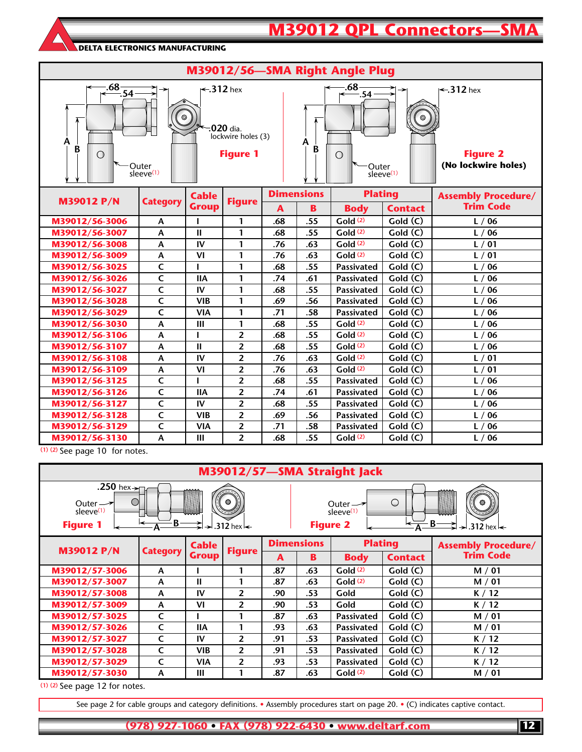# M39012 QPL Connectors—SMA

DELTA ELECTRONICS MANUFACTURING

## M39012/56—SMA Right Angle Plug

Figure 1: .68, .54, .312 hex, .020 dia. lockwire holes (3), A, B, Outer sleeve(1)

Figure 2 (No lockwire holes): .68, .54, .312 hex, A, B, Outer sleeve(1)

| M39012 P/N | Category | Cable Group | Figure | Dimensions | | Plating | | Assembly Procedure/ Trim Code |
|---|---|---|---|---|---|---|---|---|
| | | | | A | B | Body | Contact | |
| M39012/56-3006 | A | I | 1 | .68 | .55 | Gold (2) | Gold (C) | L / 06 |
| M39012/56-3007 | A | II | 1 | .68 | .55 | Gold (2) | Gold (C) | L / 06 |
| M39012/56-3008 | A | IV | 1 | .76 | .63 | Gold (2) | Gold (C) | L / 01 |
| M39012/56-3009 | A | VI | 1 | .76 | .63 | Gold (2) | Gold (C) | L / 01 |
| M39012/56-3025 | C | I | 1 | .68 | .55 | Passivated | Gold (C) | L / 06 |
| M39012/56-3026 | C | IIA | 1 | .74 | .61 | Passivated | Gold (C) | L / 06 |
| M39012/56-3027 | C | IV | 1 | .68 | .55 | Passivated | Gold (C) | L / 06 |
| M39012/56-3028 | C | VIB | 1 | .69 | .56 | Passivated | Gold (C) | L / 06 |
| M39012/56-3029 | C | VIA | 1 | .71 | .58 | Passivated | Gold (C) | L / 06 |
| M39012/56-3030 | A | III | 1 | .68 | .55 | Gold (2) | Gold (C) | L / 06 |
| M39012/56-3106 | A | I | 2 | .68 | .55 | Gold (2) | Gold (C) | L / 06 |
| M39012/56-3107 | A | II | 2 | .68 | .55 | Gold (2) | Gold (C) | L / 06 |
| M39012/56-3108 | A | IV | 2 | .76 | .63 | Gold (2) | Gold (C) | L / 01 |
| M39012/56-3109 | A | VI | 2 | .76 | .63 | Gold (2) | Gold (C) | L / 01 |
| M39012/56-3125 | C | I | 2 | .68 | .55 | Passivated | Gold (C) | L / 06 |
| M39012/56-3126 | C | IIA | 2 | .74 | .61 | Passivated | Gold (C) | L / 06 |
| M39012/56-3127 | C | IV | 2 | .68 | .55 | Passivated | Gold (C) | L / 06 |
| M39012/56-3128 | C | VIB | 2 | .69 | .56 | Passivated | Gold (C) | L / 06 |
| M39012/56-3129 | C | VIA | 2 | .71 | .58 | Passivated | Gold (C) | L / 06 |
| M39012/56-3130 | A | III | 2 | .68 | .55 | Gold (2) | Gold (C) | L / 06 |

(1) (2) See page 10 for notes.

## M39012/57—SMA Straight Jack

Figure 1: .250 hex, Outer sleeve(1), A, B, .312 hex

Figure 2: Outer sleeve(1), A, B, .312 hex

| M39012 P/N | Category | Cable Group | Figure | Dimensions | | Plating | | Assembly Procedure/ Trim Code |
|---|---|---|---|---|---|---|---|---|
| | | | | A | B | Body | Contact | |
| M39012/57-3006 | A | I | 1 | .87 | .63 | Gold (2) | Gold (C) | M / 01 |
| M39012/57-3007 | A | II | 1 | .87 | .63 | Gold (2) | Gold (C) | M / 01 |
| M39012/57-3008 | A | IV | 2 | .90 | .53 | Gold | Gold (C) | K / 12 |
| M39012/57-3009 | A | VI | 2 | .90 | .53 | Gold | Gold (C) | K / 12 |
| M39012/57-3025 | C | I | 1 | .87 | .63 | Passivated | Gold (C) | M / 01 |
| M39012/57-3026 | C | IIA | 1 | .93 | .63 | Passivated | Gold (C) | M / 01 |
| M39012/57-3027 | C | IV | 2 | .91 | .53 | Passivated | Gold (C) | K / 12 |
| M39012/57-3028 | C | VIB | 2 | .91 | .53 | Passivated | Gold (C) | K / 12 |
| M39012/57-3029 | C | VIA | 2 | .93 | .53 | Passivated | Gold (C) | K / 12 |
| M39012/57-3030 | A | III | 1 | .87 | .63 | Gold (2) | Gold (C) | M / 01 |

(1) (2) See page 12 for notes.

See page 2 for cable groups and category definitions. • Assembly procedures start on page 20. • (C) indicates captive contact.

(978) 927-1060 • FAX (978) 922-6430 • www.deltarf.com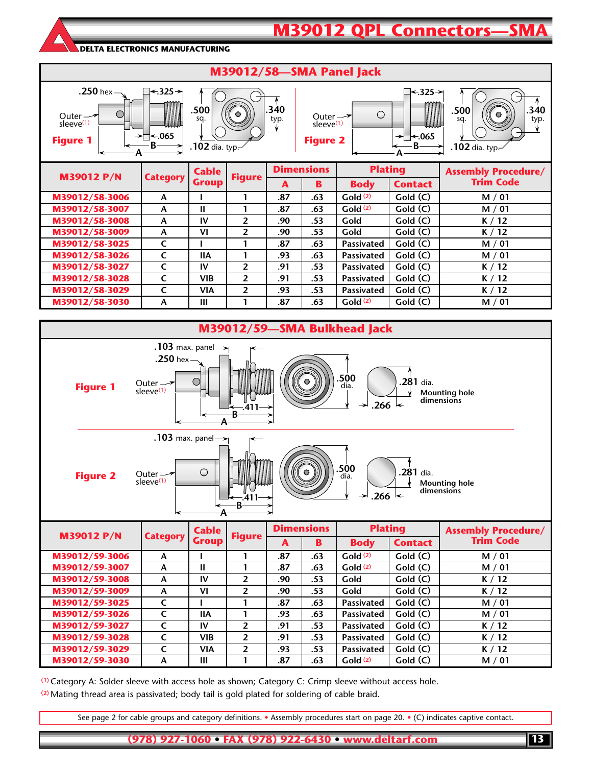# M39012 QPL Connectors—SMA

DELTA ELECTRONICS MANUFACTURING

## M39012/58—SMA Panel Jack

Figure 1: .250 hex; .325; .065; B; A; Outer sleeve[1]; .500 sq.; .340 typ.; .102 dia. typ.

Figure 2: .325; .065; B; A; Outer sleeve[1]; .500 sq.; .340 typ.; .102 dia. typ.

| M39012 P/N | Category | Cable Group | Figure | Dimensions | | Plating | | Assembly Procedure/ Trim Code |
|---|---|---|---|---|---|---|---|---|
| | | | | A | B | Body | Contact | |
| M39012/58-3006 | A | I | 1 | .87 | .63 | Gold [2] | Gold (C) | M / 01 |
| M39012/58-3007 | A | II | 1 | .87 | .63 | Gold [2] | Gold (C) | M / 01 |
| M39012/58-3008 | A | IV | 2 | .90 | .53 | Gold | Gold (C) | K / 12 |
| M39012/58-3009 | A | VI | 2 | .90 | .53 | Gold | Gold (C) | K / 12 |
| M39012/58-3025 | C | I | 1 | .87 | .63 | Passivated | Gold (C) | M / 01 |
| M39012/58-3026 | C | IIA | 1 | .93 | .63 | Passivated | Gold (C) | M / 01 |
| M39012/58-3027 | C | IV | 2 | .91 | .53 | Passivated | Gold (C) | K / 12 |
| M39012/58-3028 | C | VIB | 2 | .91 | .53 | Passivated | Gold (C) | K / 12 |
| M39012/58-3029 | C | VIA | 2 | .93 | .53 | Passivated | Gold (C) | K / 12 |
| M39012/58-3030 | A | III | 1 | .87 | .63 | Gold [2] | Gold (C) | M / 01 |

## M39012/59—SMA Bulkhead Jack

Figure 1: .103 max. panel; .250 hex; Outer sleeve[1]; .411; B; A; .500 dia.; .281 dia.; .266; Mounting hole dimensions

Figure 2: .103 max. panel; Outer sleeve[1]; .411; B; A; .500 dia.; .281 dia.; .266; Mounting hole dimensions

| M39012 P/N | Category | Cable Group | Figure | Dimensions | | Plating | | Assembly Procedure/ Trim Code |
|---|---|---|---|---|---|---|---|---|
| | | | | A | B | Body | Contact | |
| M39012/59-3006 | A | I | 1 | .87 | .63 | Gold [2] | Gold (C) | M / 01 |
| M39012/59-3007 | A | II | 1 | .87 | .63 | Gold [2] | Gold (C) | M / 01 |
| M39012/59-3008 | A | IV | 2 | .90 | .53 | Gold | Gold (C) | K / 12 |
| M39012/59-3009 | A | VI | 2 | .90 | .53 | Gold | Gold (C) | K / 12 |
| M39012/59-3025 | C | I | 1 | .87 | .63 | Passivated | Gold (C) | M / 01 |
| M39012/59-3026 | C | IIA | 1 | .93 | .63 | Passivated | Gold (C) | M / 01 |
| M39012/59-3027 | C | IV | 2 | .91 | .53 | Passivated | Gold (C) | K / 12 |
| M39012/59-3028 | C | VIB | 2 | .91 | .53 | Passivated | Gold (C) | K / 12 |
| M39012/59-3029 | C | VIA | 2 | .93 | .53 | Passivated | Gold (C) | K / 12 |
| M39012/59-3030 | A | III | 1 | .87 | .63 | Gold [2] | Gold (C) | M / 01 |

[1] Category A: Solder sleeve with access hole as shown; Category C: Crimp sleeve without access hole.

[2] Mating thread area is passivated; body tail is gold plated for soldering of cable braid.

See page 2 for cable groups and category definitions. • Assembly procedures start on page 20. • (C) indicates captive contact.

(978) 927-1060 • FAX (978) 922-6430 • www.deltarf.com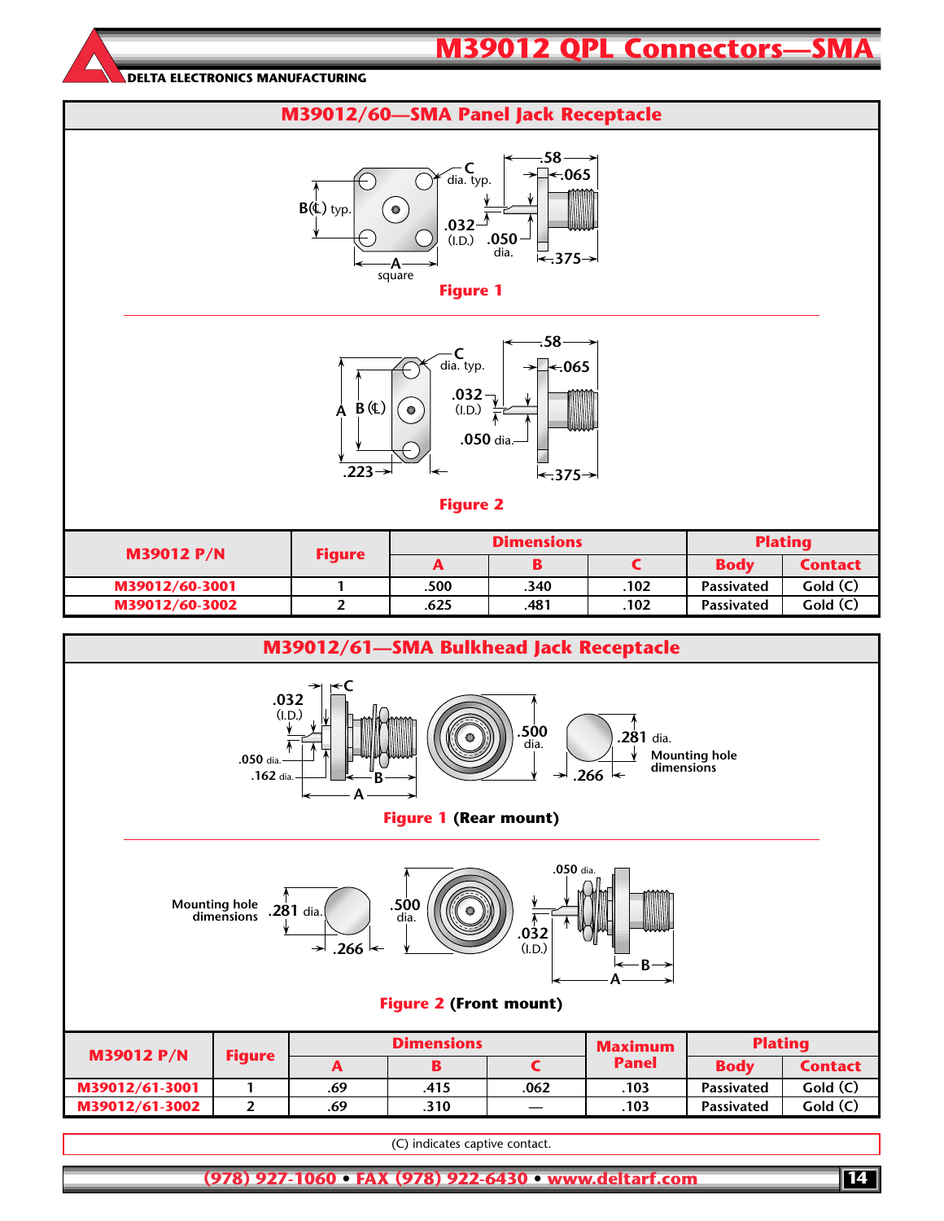# M39012 QPL Connectors—SMA

DELTA ELECTRONICS MANUFACTURING

## M39012/60—SMA Panel Jack Receptacle

Figure 1

Figure 2

| M39012 P/N | Figure | Dimensions | | | Plating | |
|---|---|---|---|---|---|---|
| | | A | B | C | Body | Contact |
| M39012/60-3001 | 1 | .500 | .340 | .102 | Passivated | Gold (C) |
| M39012/60-3002 | 2 | .625 | .481 | .102 | Passivated | Gold (C) |

## M39012/61—SMA Bulkhead Jack Receptacle

Figure 1 (Rear mount)

Figure 2 (Front mount)

| M39012 P/N | Figure | Dimensions | | | Maximum Panel | Plating | |
|---|---|---|---|---|---|---|---|
| | | A | B | C | | Body | Contact |
| M39012/61-3001 | 1 | .69 | .415 | .062 | .103 | Passivated | Gold (C) |
| M39012/61-3002 | 2 | .69 | .310 | — | .103 | Passivated | Gold (C) |

(C) indicates captive contact.

(978) 927-1060 • FAX (978) 922-6430 • www.deltarf.com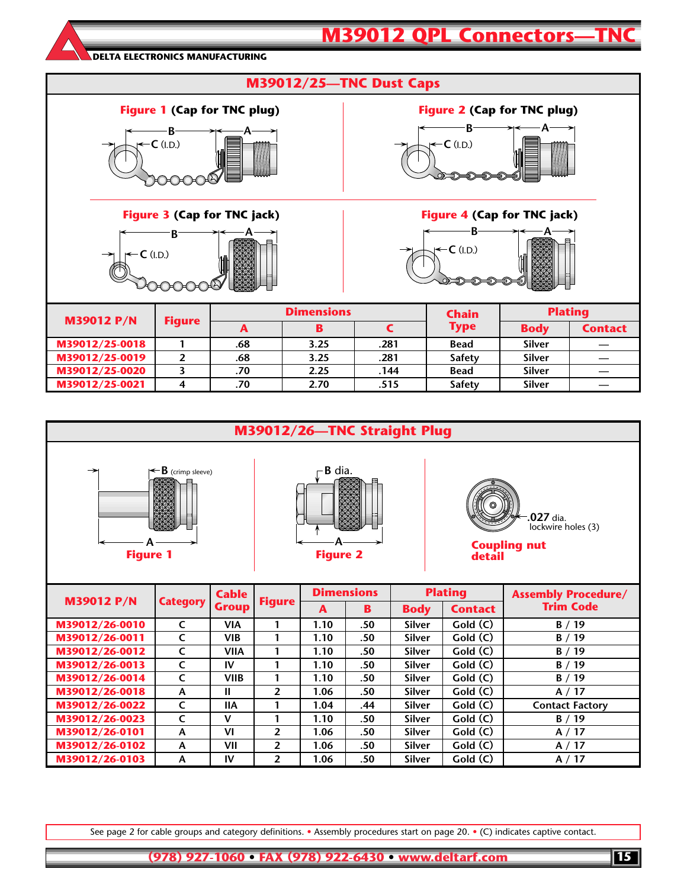# M39012 QPL Connectors—TNC

DELTA ELECTRONICS MANUFACTURING

## M39012/25—TNC Dust Caps

**Figure 1** (Cap for TNC plug)

**Figure 2** (Cap for TNC plug)

**Figure 3** (Cap for TNC jack)

**Figure 4** (Cap for TNC jack)

| M39012 P/N | Figure | Dimensions | | | Chain Type | Plating | |
|---|---|---|---|---|---|---|---|
| | | A | B | C | | Body | Contact |
| M39012/25-0018 | 1 | .68 | 3.25 | .281 | Bead | Silver | — |
| M39012/25-0019 | 2 | .68 | 3.25 | .281 | Safety | Silver | — |
| M39012/25-0020 | 3 | .70 | 2.25 | .144 | Bead | Silver | — |
| M39012/25-0021 | 4 | .70 | 2.70 | .515 | Safety | Silver | — |

## M39012/26—TNC Straight Plug

Figure 1 — B (crimp sleeve), A

Figure 2 — B dia., A

Coupling nut detail — .027 dia. lockwire holes (3)

| M39012 P/N | Category | Cable Group | Figure | Dimensions | | Plating | | Assembly Procedure/ Trim Code |
|---|---|---|---|---|---|---|---|---|
| | | | | A | B | Body | Contact | |
| M39012/26-0010 | C | VIA | 1 | 1.10 | .50 | Silver | Gold (C) | B / 19 |
| M39012/26-0011 | C | VIB | 1 | 1.10 | .50 | Silver | Gold (C) | B / 19 |
| M39012/26-0012 | C | VIIA | 1 | 1.10 | .50 | Silver | Gold (C) | B / 19 |
| M39012/26-0013 | C | IV | 1 | 1.10 | .50 | Silver | Gold (C) | B / 19 |
| M39012/26-0014 | C | VIIB | 1 | 1.10 | .50 | Silver | Gold (C) | B / 19 |
| M39012/26-0018 | A | II | 2 | 1.06 | .50 | Silver | Gold (C) | A / 17 |
| M39012/26-0022 | C | IIA | 1 | 1.04 | .44 | Silver | Gold (C) | Contact Factory |
| M39012/26-0023 | C | V | 1 | 1.10 | .50 | Silver | Gold (C) | B / 19 |
| M39012/26-0101 | A | VI | 2 | 1.06 | .50 | Silver | Gold (C) | A / 17 |
| M39012/26-0102 | A | VII | 2 | 1.06 | .50 | Silver | Gold (C) | A / 17 |
| M39012/26-0103 | A | IV | 2 | 1.06 | .50 | Silver | Gold (C) | A / 17 |

See page 2 for cable groups and category definitions. • Assembly procedures start on page 20. • (C) indicates captive contact.

(978) 927-1060 • FAX (978) 922-6430 • www.deltarf.com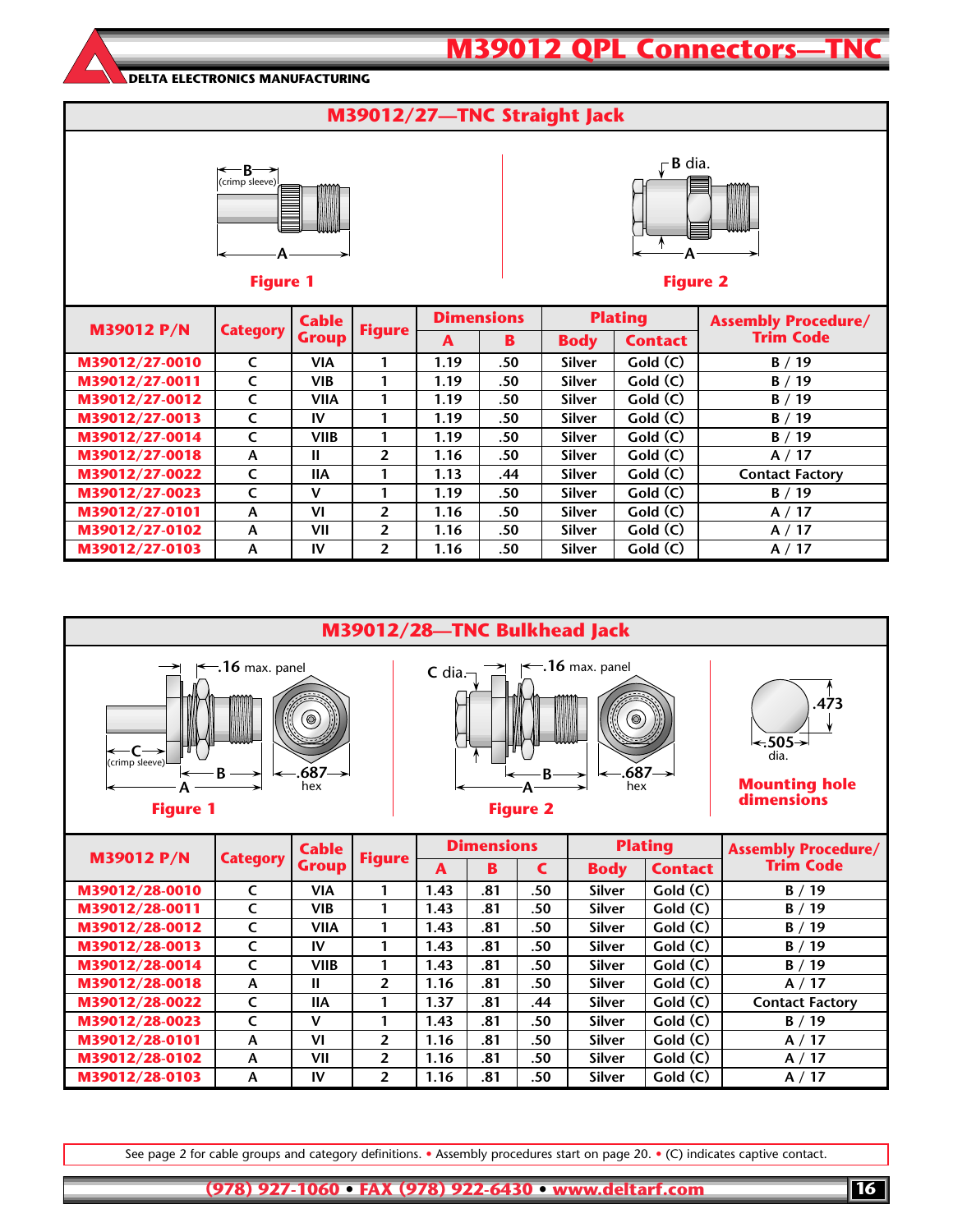# M39012 QPL Connectors—TNC

DELTA ELECTRONICS MANUFACTURING

## M39012/27—TNC Straight Jack

Figure 1

Figure 2

| M39012 P/N | Category | Cable Group | Figure | Dimensions | | Plating | | Assembly Procedure/ Trim Code |
|---|---|---|---|---|---|---|---|---|
| | | | | A | B | Body | Contact | |
| M39012/27-0010 | C | VIA | 1 | 1.19 | .50 | Silver | Gold (C) | B / 19 |
| M39012/27-0011 | C | VIB | 1 | 1.19 | .50 | Silver | Gold (C) | B / 19 |
| M39012/27-0012 | C | VIIA | 1 | 1.19 | .50 | Silver | Gold (C) | B / 19 |
| M39012/27-0013 | C | IV | 1 | 1.19 | .50 | Silver | Gold (C) | B / 19 |
| M39012/27-0014 | C | VIIB | 1 | 1.19 | .50 | Silver | Gold (C) | B / 19 |
| M39012/27-0018 | A | II | 2 | 1.16 | .50 | Silver | Gold (C) | A / 17 |
| M39012/27-0022 | C | IIA | 1 | 1.13 | .44 | Silver | Gold (C) | Contact Factory |
| M39012/27-0023 | C | V | 1 | 1.19 | .50 | Silver | Gold (C) | B / 19 |
| M39012/27-0101 | A | VI | 2 | 1.16 | .50 | Silver | Gold (C) | A / 17 |
| M39012/27-0102 | A | VII | 2 | 1.16 | .50 | Silver | Gold (C) | A / 17 |
| M39012/27-0103 | A | IV | 2 | 1.16 | .50 | Silver | Gold (C) | A / 17 |

## M39012/28—TNC Bulkhead Jack

Figure 1

Figure 2

Mounting hole dimensions

| M39012 P/N | Category | Cable Group | Figure | Dimensions | | | Plating | | Assembly Procedure/ Trim Code |
|---|---|---|---|---|---|---|---|---|---|
| | | | | A | B | C | Body | Contact | |
| M39012/28-0010 | C | VIA | 1 | 1.43 | .81 | .50 | Silver | Gold (C) | B / 19 |
| M39012/28-0011 | C | VIB | 1 | 1.43 | .81 | .50 | Silver | Gold (C) | B / 19 |
| M39012/28-0012 | C | VIIA | 1 | 1.43 | .81 | .50 | Silver | Gold (C) | B / 19 |
| M39012/28-0013 | C | IV | 1 | 1.43 | .81 | .50 | Silver | Gold (C) | B / 19 |
| M39012/28-0014 | C | VIIB | 1 | 1.43 | .81 | .50 | Silver | Gold (C) | B / 19 |
| M39012/28-0018 | A | II | 2 | 1.16 | .81 | .50 | Silver | Gold (C) | A / 17 |
| M39012/28-0022 | C | IIA | 1 | 1.37 | .81 | .44 | Silver | Gold (C) | Contact Factory |
| M39012/28-0023 | C | V | 1 | 1.43 | .81 | .50 | Silver | Gold (C) | B / 19 |
| M39012/28-0101 | A | VI | 2 | 1.16 | .81 | .50 | Silver | Gold (C) | A / 17 |
| M39012/28-0102 | A | VII | 2 | 1.16 | .81 | .50 | Silver | Gold (C) | A / 17 |
| M39012/28-0103 | A | IV | 2 | 1.16 | .81 | .50 | Silver | Gold (C) | A / 17 |

See page 2 for cable groups and category definitions. • Assembly procedures start on page 20. • (C) indicates captive contact.

(978) 927-1060 • FAX (978) 922-6430 • www.deltarf.com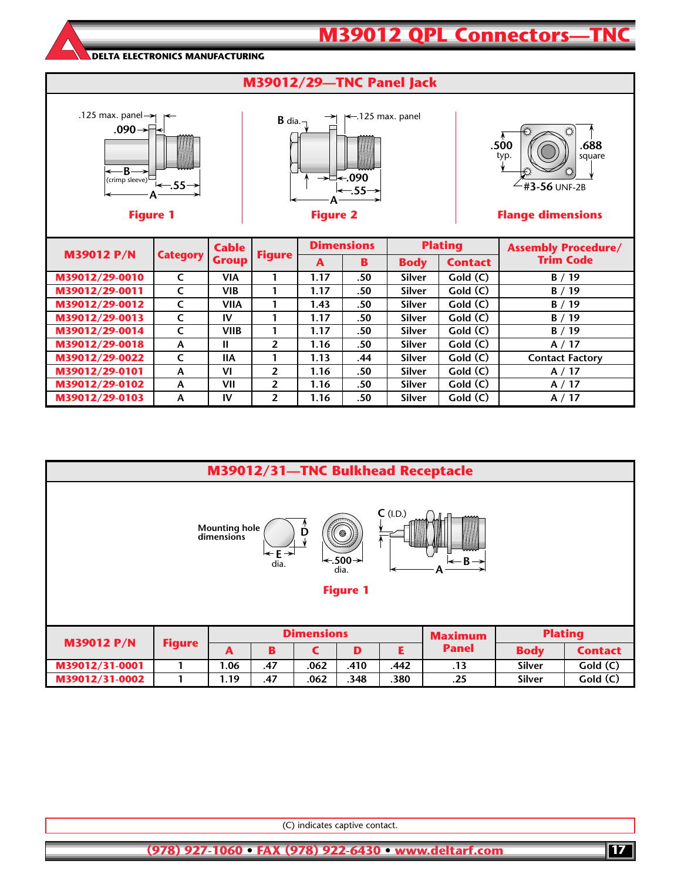# M39012 QPL Connectors—TNC

DELTA ELECTRONICS MANUFACTURING

## M39012/29—TNC Panel Jack

.125 max. panel
.090
B (crimp sleeve)
.55
A

Figure 1

B dia.
.125 max. panel
.090
.55
A

Figure 2

.500 typ.
.688 square
#3-56 UNF-2B

Flange dimensions

| M39012 P/N | Category | Cable Group | Figure | Dimensions | | Plating | | Assembly Procedure/ Trim Code |
|---|---|---|---|---|---|---|---|---|
| | | | | A | B | Body | Contact | |
| M39012/29-0010 | C | VIA | 1 | 1.17 | .50 | Silver | Gold (C) | B / 19 |
| M39012/29-0011 | C | VIB | 1 | 1.17 | .50 | Silver | Gold (C) | B / 19 |
| M39012/29-0012 | C | VIIA | 1 | 1.43 | .50 | Silver | Gold (C) | B / 19 |
| M39012/29-0013 | C | IV | 1 | 1.17 | .50 | Silver | Gold (C) | B / 19 |
| M39012/29-0014 | C | VIIB | 1 | 1.17 | .50 | Silver | Gold (C) | B / 19 |
| M39012/29-0018 | A | II | 2 | 1.16 | .50 | Silver | Gold (C) | A / 17 |
| M39012/29-0022 | C | IIA | 1 | 1.13 | .44 | Silver | Gold (C) | Contact Factory |
| M39012/29-0101 | A | VI | 2 | 1.16 | .50 | Silver | Gold (C) | A / 17 |
| M39012/29-0102 | A | VII | 2 | 1.16 | .50 | Silver | Gold (C) | A / 17 |
| M39012/29-0103 | A | IV | 2 | 1.16 | .50 | Silver | Gold (C) | A / 17 |

## M39012/31—TNC Bulkhead Receptacle

Mounting hole dimensions
D
E dia.
.500 dia.
C (I.D.)
A
B

Figure 1

| M39012 P/N | Figure | Dimensions | | | | | Maximum Panel | Plating | |
|---|---|---|---|---|---|---|---|---|---|
| | | A | B | C | D | E | | Body | Contact |
| M39012/31-0001 | 1 | 1.06 | .47 | .062 | .410 | .442 | .13 | Silver | Gold (C) |
| M39012/31-0002 | 1 | 1.19 | .47 | .062 | .348 | .380 | .25 | Silver | Gold (C) |

(C) indicates captive contact.

(978) 927-1060 • FAX (978) 922-6430 • www.deltarf.com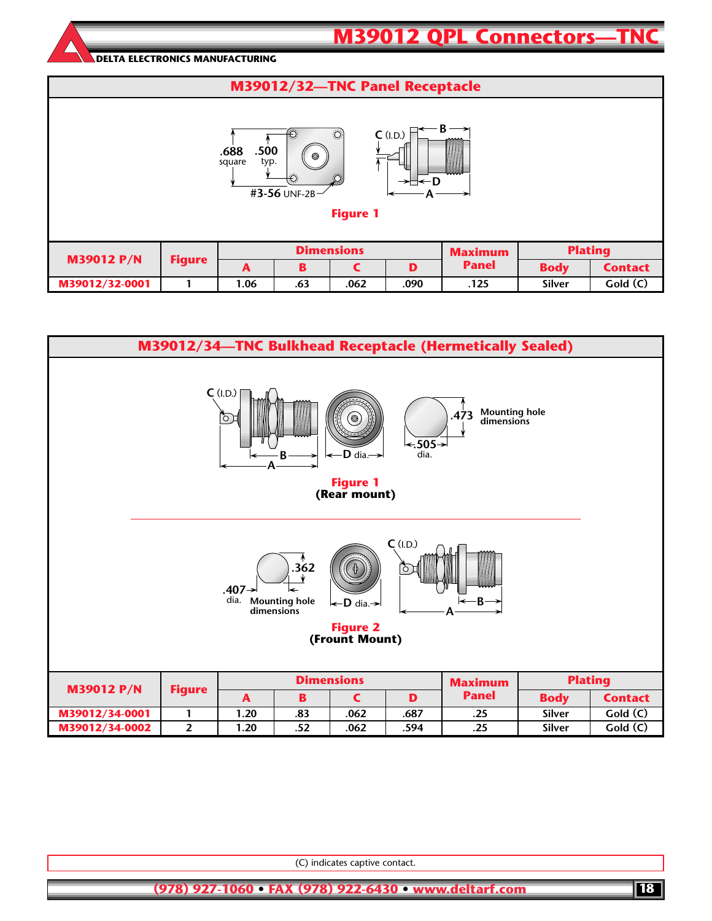## M39012/32—TNC Panel Receptacle

.688 square  .500 typ.  #3-56 UNF-2B  C (I.D.)  B  D  A

Figure 1

| M39012 P/N | Figure | Dimensions | | | | Maximum Panel | Plating | |
|---|---|---|---|---|---|---|---|---|
| | | A | B | C | D | | Body | Contact |
| M39012/32-0001 | 1 | 1.06 | .63 | .062 | .090 | .125 | Silver | Gold (C) |

## M39012/34—TNC Bulkhead Receptacle (Hermetically Sealed)

C (I.D.)  B  A  D dia.  .473  Mounting hole dimensions  .505 dia.

Figure 1
(Rear mount)

.362  .407 dia.  Mounting hole dimensions  D dia.  C (I.D.)  B  A

Figure 2
(Frount Mount)

| M39012 P/N | Figure | Dimensions | | | | Maximum Panel | Plating | |
|---|---|---|---|---|---|---|---|---|
| | | A | B | C | D | | Body | Contact |
| M39012/34-0001 | 1 | 1.20 | .83 | .062 | .687 | .25 | Silver | Gold (C) |
| M39012/34-0002 | 2 | 1.20 | .52 | .062 | .594 | .25 | Silver | Gold (C) |

(C) indicates captive contact.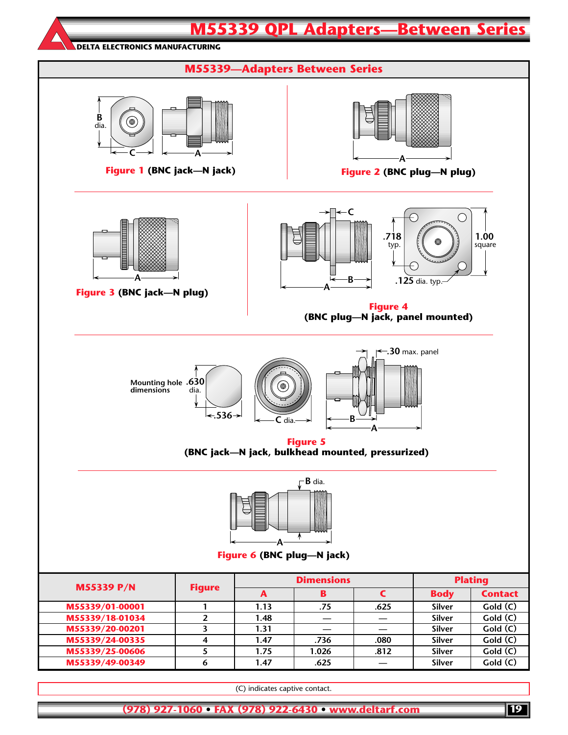# M55339 QPL Adapters—Between Series

DELTA ELECTRONICS MANUFACTURING

## M55339—Adapters Between Series

B dia. C A

**Figure 1** (BNC jack—N jack)

A

**Figure 2** (BNC plug—N plug)

A

**Figure 3** (BNC jack—N plug)

C .718 typ. 1.00 square B A .125 dia. typ.

**Figure 4**
(BNC plug—N jack, panel mounted)

Mounting hole dimensions .630 dia. .536 C dia. .30 max. panel B A

**Figure 5**
(BNC jack—N jack, bulkhead mounted, pressurized)

B dia. A

**Figure 6** (BNC plug—N jack)

| M55339 P/N | Figure | Dimensions | | | Plating | |
|---|---|---|---|---|---|---|
| | | A | B | C | Body | Contact |
| M55339/01-00001 | 1 | 1.13 | .75 | .625 | Silver | Gold (C) |
| M55339/18-01034 | 2 | 1.48 | — | — | Silver | Gold (C) |
| M55339/20-00201 | 3 | 1.31 | — | — | Silver | Gold (C) |
| M55339/24-00335 | 4 | 1.47 | .736 | .080 | Silver | Gold (C) |
| M55339/25-00606 | 5 | 1.75 | 1.026 | .812 | Silver | Gold (C) |
| M55339/49-00349 | 6 | 1.47 | .625 | — | Silver | Gold (C) |

(C) indicates captive contact.

(978) 927-1060 • FAX (978) 922-6430 • www.deltarf.com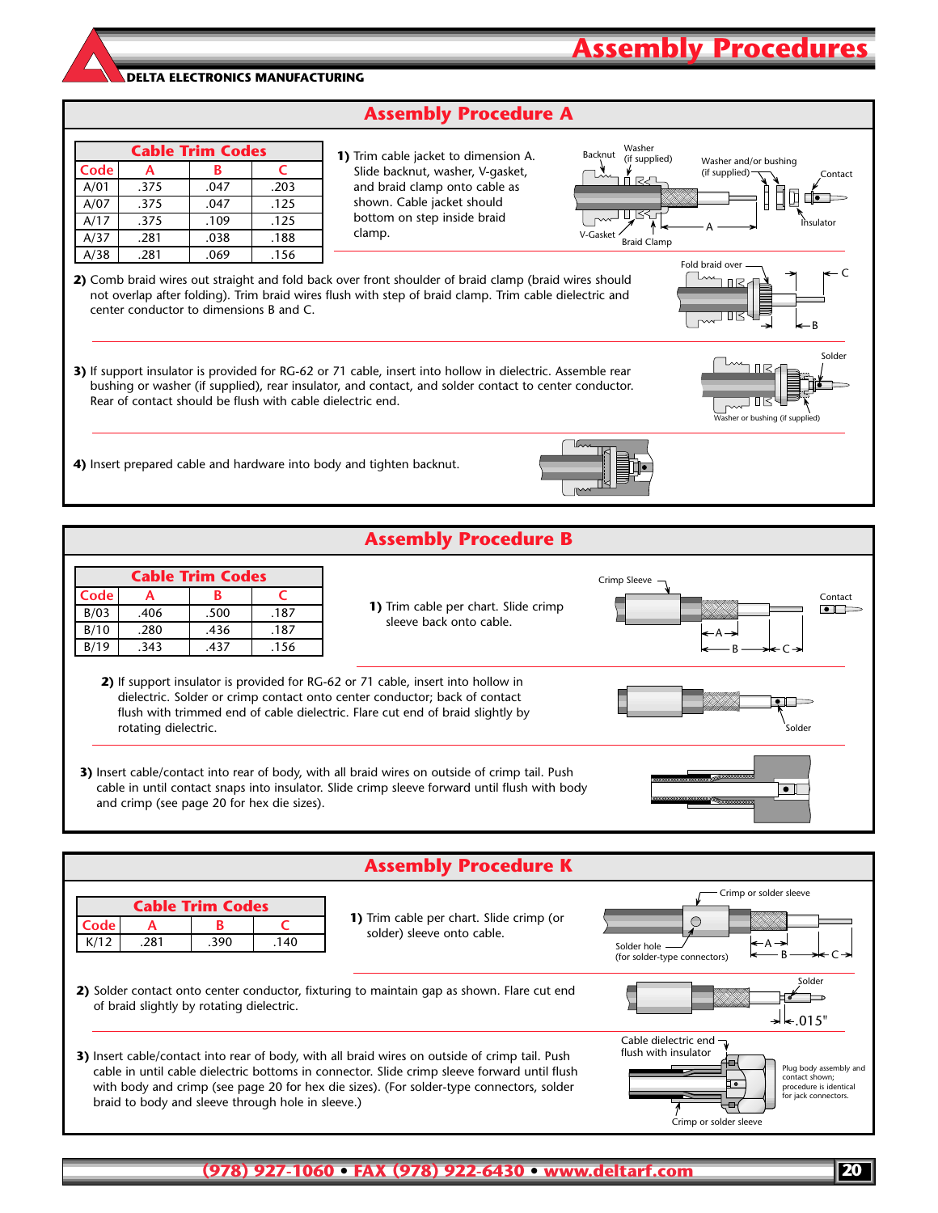# Assembly Procedures

DELTA ELECTRONICS MANUFACTURING

## Assembly Procedure A

| Cable Trim Codes | | | |
|---|---|---|---|
| Code | A | B | C |
| A/01 | .375 | .047 | .203 |
| A/07 | .375 | .047 | .125 |
| A/17 | .375 | .109 | .125 |
| A/37 | .281 | .038 | .188 |
| A/38 | .281 | .069 | .156 |

**1)** Trim cable jacket to dimension A. Slide backnut, washer, V-gasket, and braid clamp onto cable as shown. Cable jacket should bottom on step inside braid clamp.

Backnut · Washer (if supplied) · Washer and/or bushing (if supplied) · Contact · Insulator · V-Gasket · Braid Clamp · A

**2)** Comb braid wires out straight and fold back over front shoulder of braid clamp (braid wires should not overlap after folding). Trim braid wires flush with step of braid clamp. Trim cable dielectric and center conductor to dimensions B and C.

Fold braid over · C · B

**3)** If support insulator is provided for RG-62 or 71 cable, insert into hollow in dielectric. Assemble rear bushing or washer (if supplied), rear insulator, and contact, and solder contact to center conductor. Rear of contact should be flush with cable dielectric end.

Solder · Washer or bushing (if supplied)

**4)** Insert prepared cable and hardware into body and tighten backnut.

## Assembly Procedure B

| Cable Trim Codes | | | |
|---|---|---|---|
| Code | A | B | C |
| B/03 | .406 | .500 | .187 |
| B/10 | .280 | .436 | .187 |
| B/19 | .343 | .437 | .156 |

**1)** Trim cable per chart. Slide crimp sleeve back onto cable.

Crimp Sleeve · Contact · A · B · C

**2)** If support insulator is provided for RG-62 or 71 cable, insert into hollow in dielectric. Solder or crimp contact onto center conductor; back of contact flush with trimmed end of cable dielectric. Flare cut end of braid slightly by rotating dielectric.

Solder

**3)** Insert cable/contact into rear of body, with all braid wires on outside of crimp tail. Push cable in until contact snaps into insulator. Slide crimp sleeve forward until flush with body and crimp (see page 20 for hex die sizes).

## Assembly Procedure K

| Cable Trim Codes | | | |
|---|---|---|---|
| Code | A | B | C |
| K/12 | .281 | .390 | .140 |

**1)** Trim cable per chart. Slide crimp (or solder) sleeve onto cable.

Crimp or solder sleeve · Solder hole (for solder-type connectors) · A · B · C

**2)** Solder contact onto center conductor, fixturing to maintain gap as shown. Flare cut end of braid slightly by rotating dielectric.

Solder · .015"

**3)** Insert cable/contact into rear of body, with all braid wires on outside of crimp tail. Push cable in until cable dielectric bottoms in connector. Slide crimp sleeve forward until flush with body and crimp (see page 20 for hex die sizes). (For solder-type connectors, solder braid to body and sleeve through hole in sleeve.)

Cable dielectric end flush with insulator · Plug body assembly and contact shown; procedure is identical for jack connectors. · Crimp or solder sleeve

(978) 927-1060 • FAX (978) 922-6430 • www.deltarf.com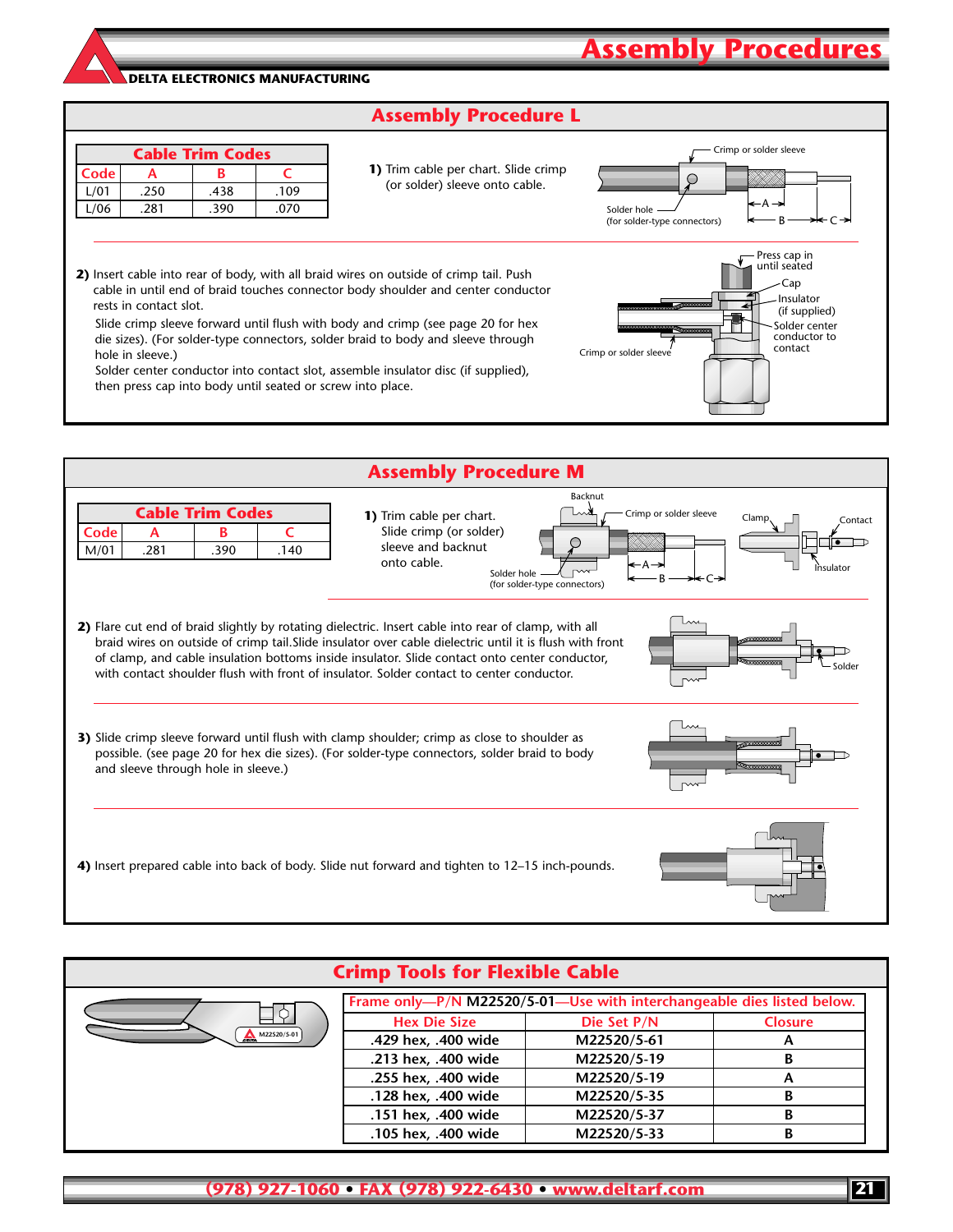# Assembly Procedures

DELTA ELECTRONICS MANUFACTURING

## Assembly Procedure L

| Cable Trim Codes | | | |
|---|---|---|---|
| Code | A | B | C |
| L/01 | .250 | .438 | .109 |
| L/06 | .281 | .390 | .070 |

**1)** Trim cable per chart. Slide crimp (or solder) sleeve onto cable.

Crimp or solder sleeve
Solder hole (for solder-type connectors)
A
B
C

**2)** Insert cable into rear of body, with all braid wires on outside of crimp tail. Push cable in until end of braid touches connector body shoulder and center conductor rests in contact slot.

Slide crimp sleeve forward until flush with body and crimp (see page 20 for hex die sizes). (For solder-type connectors, solder braid to body and sleeve through hole in sleeve.)

Solder center conductor into contact slot, assemble insulator disc (if supplied), then press cap into body until seated or screw into place.

Press cap in until seated
Cap
Insulator (if supplied)
Solder center conductor to contact
Crimp or solder sleeve

## Assembly Procedure M

| Cable Trim Codes | | | |
|---|---|---|---|
| Code | A | B | C |
| M/01 | .281 | .390 | .140 |

**1)** Trim cable per chart. Slide crimp (or solder) sleeve and backnut onto cable.

Backnut
Crimp or solder sleeve
Clamp
Contact
Insulator
Solder hole (for solder-type connectors)
A
B
C

**2)** Flare cut end of braid slightly by rotating dielectric. Insert cable into rear of clamp, with all braid wires on outside of crimp tail.Slide insulator over cable dielectric until it is flush with front of clamp, and cable insulation bottoms inside insulator. Slide contact onto center conductor, with contact shoulder flush with front of insulator. Solder contact to center conductor.

Solder

**3)** Slide crimp sleeve forward until flush with clamp shoulder; crimp as close to shoulder as possible. (see page 20 for hex die sizes). (For solder-type connectors, solder braid to body and sleeve through hole in sleeve.)

**4)** Insert prepared cable into back of body. Slide nut forward and tighten to 12–15 inch-pounds.

## Crimp Tools for Flexible Cable

M22520/5-01

| Frame only—P/N M22520/5-01—Use with interchangeable dies listed below. | | |
|---|---|---|
| Hex Die Size | Die Set P/N | Closure |
| .429 hex, .400 wide | M22520/5-61 | A |
| .213 hex, .400 wide | M22520/5-19 | B |
| .255 hex, .400 wide | M22520/5-19 | A |
| .128 hex, .400 wide | M22520/5-35 | B |
| .151 hex, .400 wide | M22520/5-37 | B |
| .105 hex, .400 wide | M22520/5-33 | B |

(978) 927-1060 • FAX (978) 922-6430 • www.deltarf.com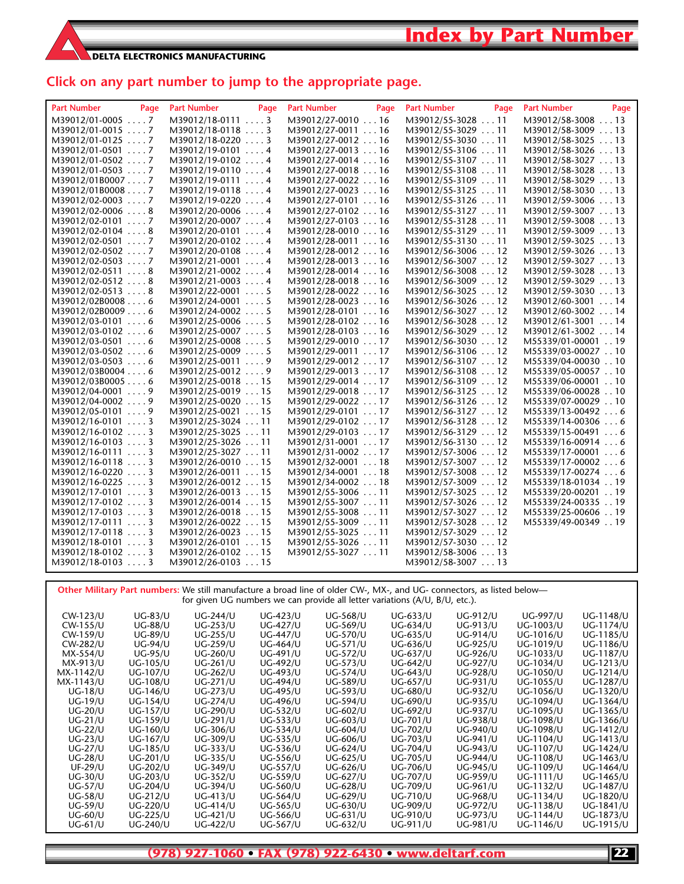# Index by Part Number

DELTA ELECTRONICS MANUFACTURING

**Click on any part number to jump to the appropriate page.**

| Part Number | Page | Part Number | Page | Part Number | Page | Part Number | Page | Part Number | Page |
|---|---|---|---|---|---|---|---|---|---|
| M39012/01-0005 | 7 | M39012/18-0111 | 3 | M39012/27-0010 | 16 | M39012/55-3028 | 11 | M39012/58-3008 | 13 |
| M39012/01-0015 | 7 | M39012/18-0118 | 3 | M39012/27-0011 | 16 | M39012/55-3029 | 11 | M39012/58-3009 | 13 |
| M39012/01-0125 | 7 | M39012/18-0220 | 3 | M39012/27-0012 | 16 | M39012/55-3030 | 11 | M39012/58-3025 | 13 |
| M39012/01-0501 | 7 | M39012/19-0101 | 4 | M39012/27-0013 | 16 | M39012/55-3106 | 11 | M39012/58-3026 | 13 |
| M39012/01-0502 | 7 | M39012/19-0102 | 4 | M39012/27-0014 | 16 | M39012/55-3107 | 11 | M39012/58-3027 | 13 |
| M39012/01-0503 | 7 | M39012/19-0110 | 4 | M39012/27-0018 | 16 | M39012/55-3108 | 11 | M39012/58-3028 | 13 |
| M39012/01B0007 | 7 | M39012/19-0111 | 4 | M39012/27-0022 | 16 | M39012/55-3109 | 11 | M39012/58-3029 | 13 |
| M39012/01B0008 | 7 | M39012/19-0118 | 4 | M39012/27-0023 | 16 | M39012/55-3125 | 11 | M39012/58-3030 | 13 |
| M39012/02-0003 | 7 | M39012/19-0220 | 4 | M39012/27-0101 | 16 | M39012/55-3126 | 11 | M39012/59-3006 | 13 |
| M39012/02-0006 | 8 | M39012/20-0006 | 4 | M39012/27-0102 | 16 | M39012/55-3127 | 11 | M39012/59-3007 | 13 |
| M39012/02-0101 | 7 | M39012/20-0007 | 4 | M39012/27-0103 | 16 | M39012/55-3128 | 11 | M39012/59-3008 | 13 |
| M39012/02-0104 | 8 | M39012/20-0101 | 4 | M39012/28-0010 | 16 | M39012/55-3129 | 11 | M39012/59-3009 | 13 |
| M39012/02-0501 | 7 | M39012/20-0102 | 4 | M39012/28-0011 | 16 | M39012/55-3130 | 11 | M39012/59-3025 | 13 |
| M39012/02-0502 | 7 | M39012/20-0108 | 4 | M39012/28-0012 | 16 | M39012/56-3006 | 12 | M39012/59-3026 | 13 |
| M39012/02-0503 | 7 | M39012/21-0001 | 4 | M39012/28-0013 | 16 | M39012/56-3007 | 12 | M39012/59-3027 | 13 |
| M39012/02-0511 | 8 | M39012/21-0002 | 4 | M39012/28-0014 | 16 | M39012/56-3008 | 12 | M39012/59-3028 | 13 |
| M39012/02-0512 | 8 | M39012/21-0003 | 4 | M39012/28-0018 | 16 | M39012/56-3009 | 12 | M39012/59-3029 | 13 |
| M39012/02-0513 | 8 | M39012/22-0001 | 5 | M39012/28-0022 | 16 | M39012/56-3025 | 12 | M39012/59-3030 | 13 |
| M39012/02B0008 | 6 | M39012/24-0001 | 5 | M39012/28-0023 | 16 | M39012/56-3026 | 12 | M39012/60-3001 | 14 |
| M39012/02B0009 | 6 | M39012/24-0002 | 5 | M39012/28-0101 | 16 | M39012/56-3027 | 12 | M39012/60-3002 | 14 |
| M39012/03-0101 | 6 | M39012/25-0006 | 5 | M39012/28-0102 | 16 | M39012/56-3028 | 12 | M39012/61-3001 | 14 |
| M39012/03-0102 | 6 | M39012/25-0007 | 5 | M39012/28-0103 | 16 | M39012/56-3029 | 12 | M39012/61-3002 | 14 |
| M39012/03-0501 | 6 | M39012/25-0008 | 5 | M39012/29-0010 | 17 | M39012/56-3030 | 12 | M55339/01-00001 | 19 |
| M39012/03-0502 | 6 | M39012/25-0009 | 5 | M39012/29-0011 | 17 | M39012/56-3106 | 12 | M55339/03-00027 | 10 |
| M39012/03-0503 | 6 | M39012/25-0011 | 9 | M39012/29-0012 | 17 | M39012/56-3107 | 12 | M55339/04-00030 | 10 |
| M39012/03B0004 | 6 | M39012/25-0012 | 9 | M39012/29-0013 | 17 | M39012/56-3108 | 12 | M55339/05-00057 | 10 |
| M39012/03B0005 | 6 | M39012/25-0018 | 15 | M39012/29-0014 | 17 | M39012/56-3109 | 12 | M55339/06-00001 | 10 |
| M39012/04-0001 | 9 | M39012/25-0019 | 15 | M39012/29-0018 | 17 | M39012/56-3125 | 12 | M55339/06-00028 | 10 |
| M39012/04-0002 | 9 | M39012/25-0020 | 15 | M39012/29-0022 | 17 | M39012/56-3126 | 12 | M55339/07-00029 | 10 |
| M39012/05-0101 | 9 | M39012/25-0021 | 15 | M39012/29-0101 | 17 | M39012/56-3127 | 12 | M55339/13-00492 | 6 |
| M39012/16-0101 | 3 | M39012/25-3024 | 11 | M39012/29-0102 | 17 | M39012/56-3128 | 12 | M55339/14-00306 | 6 |
| M39012/16-0102 | 3 | M39012/25-3025 | 11 | M39012/29-0103 | 17 | M39012/56-3129 | 12 | M55339/15-00491 | 6 |
| M39012/16-0103 | 3 | M39012/25-3026 | 11 | M39012/31-0001 | 17 | M39012/56-3130 | 12 | M55339/16-00914 | 6 |
| M39012/16-0111 | 3 | M39012/25-3027 | 11 | M39012/31-0002 | 17 | M39012/57-3006 | 12 | M55339/17-00001 | 6 |
| M39012/16-0118 | 3 | M39012/26-0010 | 15 | M39012/32-0001 | 18 | M39012/57-3007 | 12 | M55339/17-00002 | 6 |
| M39012/16-0220 | 3 | M39012/26-0011 | 15 | M39012/34-0001 | 18 | M39012/57-3008 | 12 | M55339/17-00274 | 6 |
| M39012/16-0225 | 3 | M39012/26-0012 | 15 | M39012/34-0002 | 18 | M39012/57-3009 | 12 | M55339/18-01034 | 19 |
| M39012/17-0101 | 3 | M39012/26-0013 | 15 | M39012/55-3006 | 11 | M39012/57-3025 | 12 | M55339/20-00201 | 19 |
| M39012/17-0102 | 3 | M39012/26-0014 | 15 | M39012/55-3007 | 11 | M39012/57-3026 | 12 | M55339/24-00335 | 19 |
| M39012/17-0103 | 3 | M39012/26-0018 | 15 | M39012/55-3008 | 11 | M39012/57-3027 | 12 | M55339/25-00606 | 19 |
| M39012/17-0111 | 3 | M39012/26-0022 | 15 | M39012/55-3009 | 11 | M39012/57-3028 | 12 | M55339/49-00349 | 19 |
| M39012/17-0118 | 3 | M39012/26-0023 | 15 | M39012/55-3025 | 11 | M39012/57-3029 | 12 | | |
| M39012/18-0101 | 3 | M39012/26-0101 | 15 | M39012/55-3026 | 11 | M39012/57-3030 | 12 | | |
| M39012/18-0102 | 3 | M39012/26-0102 | 15 | M39012/55-3027 | 11 | M39012/58-3006 | 13 | | |
| M39012/18-0103 | 3 | M39012/26-0103 | 15 | | | M39012/58-3007 | 13 | | |

**Other Military Part numbers:** We still manufacture a broad line of older CW-, MX-, and UG- connectors, as listed below—for given UG numbers we can provide all letter variations (A/U, B/U, etc.).

| | | | | | | | | | |
|---|---|---|---|---|---|---|---|---|---|
| CW-123/U | UG-83/U | UG-244/U | UG-423/U | UG-568/U | UG-633/U | UG-912/U | UG-997/U | UG-1148/U |
| CW-155/U | UG-88/U | UG-253/U | UG-427/U | UG-569/U | UG-634/U | UG-913/U | UG-1003/U | UG-1174/U |
| CW-159/U | UG-89/U | UG-255/U | UG-447/U | UG-570/U | UG-635/U | UG-914/U | UG-1016/U | UG-1185/U |
| CW-282/U | UG-94/U | UG-259/U | UG-464/U | UG-571/U | UG-636/U | UG-925/U | UG-1019/U | UG-1186/U |
| MX-554/U | UG-95/U | UG-260/U | UG-491/U | UG-572/U | UG-637/U | UG-926/U | UG-1033/U | UG-1187/U |
| MX-913/U | UG-105/U | UG-261/U | UG-492/U | UG-573/U | UG-642/U | UG-927/U | UG-1034/U | UG-1213/U |
| MX-1142/U | UG-107/U | UG-262/U | UG-493/U | UG-574/U | UG-643/U | UG-928/U | UG-1050/U | UG-1214/U |
| MX-1143/U | UG-108/U | UG-271/U | UG-494/U | UG-589/U | UG-657/U | UG-931/U | UG-1055/U | UG-1287/U |
| UG-18/U | UG-146/U | UG-273/U | UG-495/U | UG-593/U | UG-680/U | UG-932/U | UG-1056/U | UG-1320/U |
| UG-19/U | UG-154/U | UG-274/U | UG-496/U | UG-594/U | UG-690/U | UG-935/U | UG-1094/U | UG-1364/U |
| UG-20/U | UG-157/U | UG-290/U | UG-532/U | UG-602/U | UG-692/U | UG-937/U | UG-1095/U | UG-1365/U |
| UG-21/U | UG-159/U | UG-291/U | UG-533/U | UG-603/U | UG-701/U | UG-938/U | UG-1098/U | UG-1366/U |
| UG-22/U | UG-160/U | UG-306/U | UG-534/U | UG-604/U | UG-702/U | UG-940/U | UG-1098/U | UG-1412/U |
| UG-23/U | UG-167/U | UG-309/U | UG-535/U | UG-606/U | UG-703/U | UG-941/U | UG-1104/U | UG-1413/U |
| UG-27/U | UG-185/U | UG-333/U | UG-536/U | UG-624/U | UG-704/U | UG-943/U | UG-1107/U | UG-1424/U |
| UG-28/U | UG-201/U | UG-335/U | UG-556/U | UG-625/U | UG-705/U | UG-944/U | UG-1108/U | UG-1463/U |
| UF-29/U | UG-202/U | UG-349/U | UG-557/U | UG-626/U | UG-706/U | UG-945/U | UG-1109/U | UG-1464/U |
| UG-30/U | UG-203/U | UG-352/U | UG-559/U | UG-627/U | UG-707/U | UG-959/U | UG-1111/U | UG-1465/U |
| UG-57/U | UG-204/U | UG-394/U | UG-560/U | UG-628/U | UG-709/U | UG-961/U | UG-1132/U | UG-1487/U |
| UG-58/U | UG-212/U | UG-413/U | UG-564/U | UG-629/U | UG-710/U | UG-968/U | UG-1134/U | UG-1820/U |
| UG-59/U | UG-220/U | UG-414/U | UG-565/U | UG-630/U | UG-909/U | UG-972/U | UG-1138/U | UG-1841/U |
| UG-60/U | UG-225/U | UG-421/U | UG-566/U | UG-631/U | UG-910/U | UG-973/U | UG-1144/U | UG-1873/U |
| UG-61/U | UG-240/U | UG-422/U | UG-567/U | UG-632/U | UG-911/U | UG-981/U | UG-1146/U | UG-1915/U |

**(978) 927-1060 • FAX (978) 922-6430 • www.deltarf.com**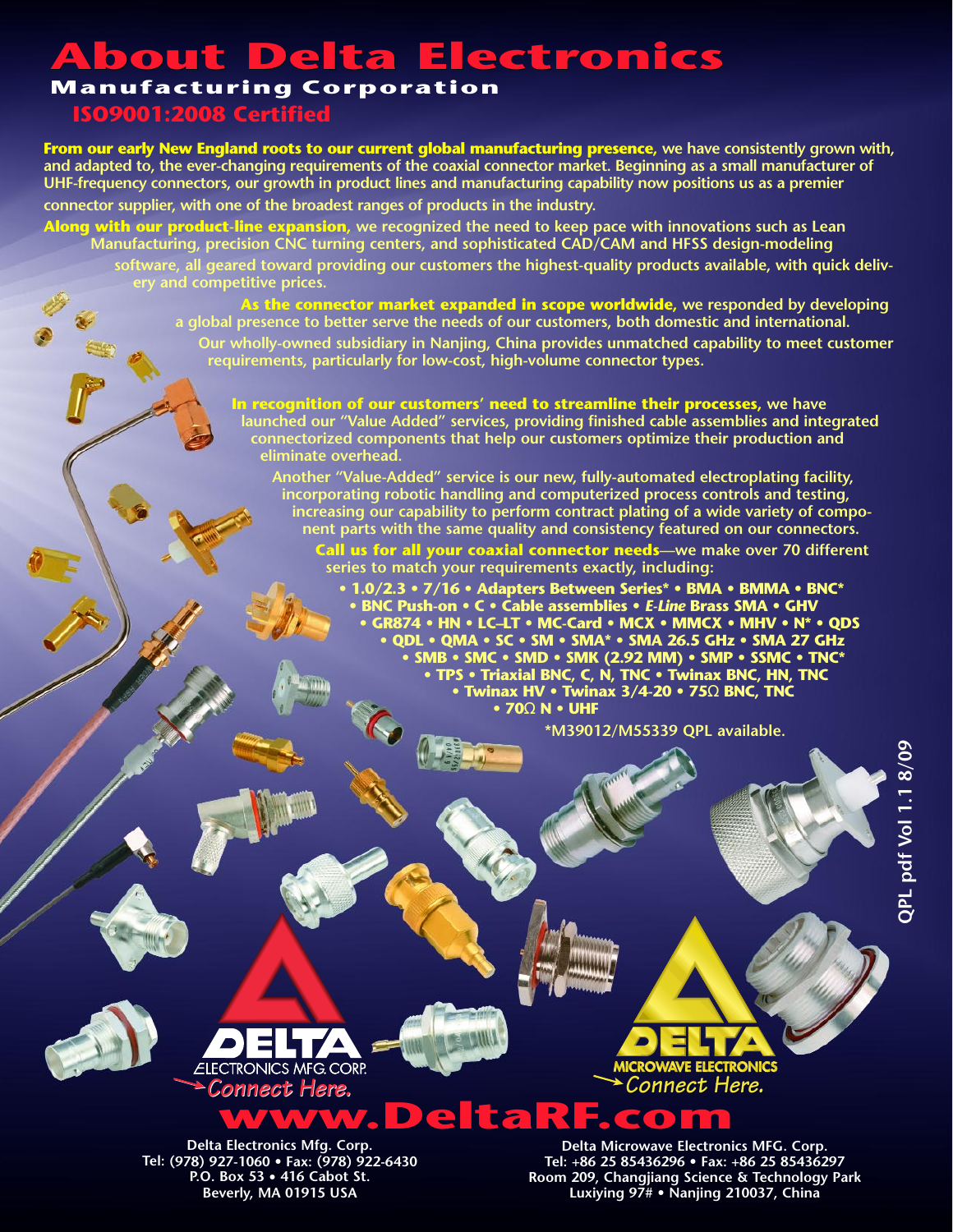# About Delta Electronics

## Manufacturing Corporation

### ISO9001:2008 Certified

**From our early New England roots to our current global manufacturing presence,** we have consistently grown with, and adapted to, the ever-changing requirements of the coaxial connector market. Beginning as a small manufacturer of UHF-frequency connectors, our growth in product lines and manufacturing capability now positions us as a premier connector supplier, with one of the broadest ranges of products in the industry.

**Along with our product-line expansion,** we recognized the need to keep pace with innovations such as Lean Manufacturing, precision CNC turning centers, and sophisticated CAD/CAM and HFSS design-modeling software, all geared toward providing our customers the highest-quality products available, with quick delivery and competitive prices.

**As the connector market expanded in scope worldwide,** we responded by developing a global presence to better serve the needs of our customers, both domestic and international. Our wholly-owned subsidiary in Nanjing, China provides unmatched capability to meet customer requirements, particularly for low-cost, high-volume connector types.

**In recognition of our customers' need to streamline their processes,** we have launched our "Value Added" services, providing finished cable assemblies and integrated connectorized components that help our customers optimize their production and eliminate overhead.

Another "Value-Added" service is our new, fully-automated electroplating facility, incorporating robotic handling and computerized process controls and testing, increasing our capability to perform contract plating of a wide variety of component parts with the same quality and consistency featured on our connectors.

**Call us for all your coaxial connector needs**—we make over 70 different series to match your requirements exactly, including:

**• 1.0/2.3 • 7/16 • Adapters Between Series* • BMA • BMMA • BNC* • BNC Push-on • C • Cable assemblies • *E-Line* Brass SMA • GHV • GR874 • HN • LC–LT • MC-Card • MCX • MMCX • MHV • N* • QDS • QDL • QMA • SC • SM • SMA* • SMA 26.5 GHz • SMA 27 GHz • SMB • SMC • SMD • SMK (2.92 MM) • SMP • SSMC • TNC* • TPS • Triaxial BNC, C, N, TNC • Twinax BNC, HN, TNC • Twinax HV • Twinax 3/4-20 • 75Ω BNC, TNC • 70Ω N • UHF**

*M39012/M55339 QPL available.

QPL pdf Vol 1.1 8/09

DELTA ELECTRONICS MFG. CORP. Connect Here.

DELTA MICROWAVE ELECTRONICS Connect Here.

**www.DeltaRF.com**

**Delta Electronics Mfg. Corp.**
Tel: (978) 927-1060 • Fax: (978) 922-6430
P.O. Box 53 • 416 Cabot St.
Beverly, MA 01915 USA

**Delta Microwave Electronics MFG. Corp.**
Tel: +86 25 85436296 • Fax: +86 25 85436297
Room 209, Changjiang Science & Technology Park
Luxiying 97# • Nanjing 210037, China